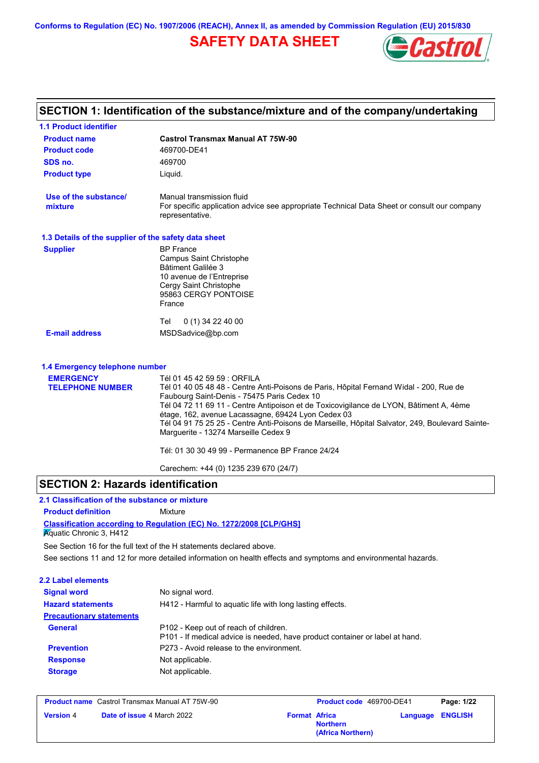Conforms to Regulation (EC) No. 1907/2006 (REACH), Annex II, as amended by Commission Regulation (EU) 2015/830

# SAFETY DATA SHEET

## SECTION 1: Identification of the substance/mixture and of the company/undertaking

### 1.1 Product identifier

| | |
|---|---|
| **Product name** | **Castrol Transmax Manual AT 75W-90** |
| **Product code** | 469700-DE41 |
| **SDS no.** | 469700 |
| **Product type** | Liquid. |
| **Use of the substance/ mixture** | Manual transmission fluid<br>For specific application advice see appropriate Technical Data Sheet or consult our company representative. |

### 1.3 Details of the supplier of the safety data sheet

**Supplier**

BP France
Campus Saint Christophe
Bâtiment Galilée 3
10 avenue de l'Entreprise
Cergy Saint Christophe
95863 CERGY PONTOISE
France

Tel 0 (1) 34 22 40 00

**E-mail address** MSDSadvice@bp.com

### 1.4 Emergency telephone number

**EMERGENCY TELEPHONE NUMBER**

Tél 01 45 42 59 59 : ORFILA
Tél 01 40 05 48 48 - Centre Anti-Poisons de Paris, Hôpital Fernand Widal - 200, Rue de Faubourg Saint-Denis - 75475 Paris Cedex 10
Tél 04 72 11 69 11 - Centre Antipoison et de Toxicovigilance de LYON, Bâtiment A, 4ème étage, 162, avenue Lacassagne, 69424 Lyon Cedex 03
Tél 04 91 75 25 25 - Centre Anti-Poisons de Marseille, Hôpital Salvator, 249, Boulevard Sainte-Marguerite - 13274 Marseille Cedex 9

Tél: 01 30 30 49 99 - Permanence BP France 24/24

Carechem: +44 (0) 1235 239 670 (24/7)

## SECTION 2: Hazards identification

### 2.1 Classification of the substance or mixture

**Product definition** Mixture

**Classification according to Regulation (EC) No. 1272/2008 [CLP/GHS]**

Aquatic Chronic 3, H412

See Section 16 for the full text of the H statements declared above.

See sections 11 and 12 for more detailed information on health effects and symptoms and environmental hazards.

### 2.2 Label elements

| | |
|---|---|
| **Signal word** | No signal word. |
| **Hazard statements** | H412 - Harmful to aquatic life with long lasting effects. |
| **Precautionary statements** | |
| **General** | P102 - Keep out of reach of children.<br>P101 - If medical advice is needed, have product container or label at hand. |
| **Prevention** | P273 - Avoid release to the environment. |
| **Response** | Not applicable. |
| **Storage** | Not applicable. |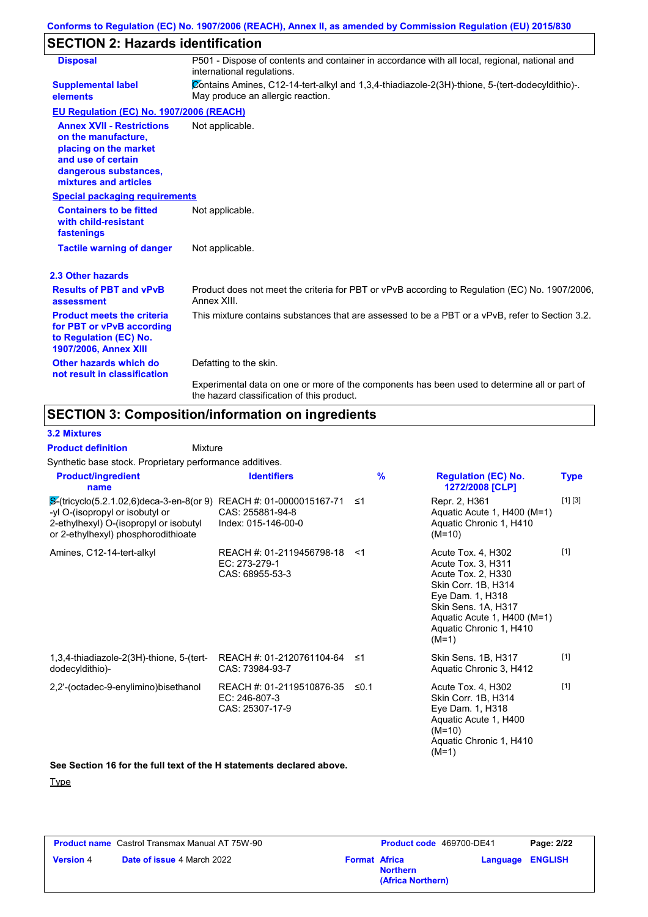## SECTION 2: Hazards identification

| | |
|---|---|
| **Disposal** | P501 - Dispose of contents and container in accordance with all local, regional, national and international regulations. |
| **Supplemental label elements** | Contains Amines, C12-14-tert-alkyl and 1,3,4-thiadiazole-2(3H)-thione, 5-(tert-dodecyldithio)-. May produce an allergic reaction. |

**EU Regulation (EC) No. 1907/2006 (REACH)**

| | |
|---|---|
| **Annex XVII - Restrictions on the manufacture, placing on the market and use of certain dangerous substances, mixtures and articles** | Not applicable. |

**Special packaging requirements**

| | |
|---|---|
| **Containers to be fitted with child-resistant fastenings** | Not applicable. |
| **Tactile warning of danger** | Not applicable. |

### 2.3 Other hazards

| | |
|---|---|
| **Results of PBT and vPvB assessment** | Product does not meet the criteria for PBT or vPvB according to Regulation (EC) No. 1907/2006, Annex XIII. |
| **Product meets the criteria for PBT or vPvB according to Regulation (EC) No. 1907/2006, Annex XIII** | This mixture contains substances that are assessed to be a PBT or a vPvB, refer to Section 3.2. |
| **Other hazards which do not result in classification** | Defatting to the skin. |
| | Experimental data on one or more of the components has been used to determine all or part of the hazard classification of this product. |

## SECTION 3: Composition/information on ingredients

### 3.2 Mixtures

**Product definition** Mixture

Synthetic base stock. Proprietary performance additives.

| Product/ingredient name | Identifiers | % | Regulation (EC) No. 1272/2008 [CLP] | Type |
|---|---|---|---|---|
| S-(tricyclo(5.2.1.02,6)deca-3-en-8(or 9)-yl O-(isopropyl or isobutyl or 2-ethylhexyl) O-(isopropyl or isobutyl or 2-ethylhexyl) phosphorodithioate | REACH #: 01-0000015167-71<br>CAS: 255881-94-8<br>Index: 015-146-00-0 | ≤1 | Repr. 2, H361<br>Aquatic Acute 1, H400 (M=1)<br>Aquatic Chronic 1, H410 (M=10) | [1] [3] |
| Amines, C12-14-tert-alkyl | REACH #: 01-2119456798-18<br>EC: 273-279-1<br>CAS: 68955-53-3 | <1 | Acute Tox. 4, H302<br>Acute Tox. 3, H311<br>Acute Tox. 2, H330<br>Skin Corr. 1B, H314<br>Eye Dam. 1, H318<br>Skin Sens. 1A, H317<br>Aquatic Acute 1, H400 (M=1)<br>Aquatic Chronic 1, H410 (M=1) | [1] |
| 1,3,4-thiadiazole-2(3H)-thione, 5-(tert-dodecyldithio)- | REACH #: 01-2120761104-64<br>CAS: 73984-93-7 | ≤1 | Skin Sens. 1B, H317<br>Aquatic Chronic 3, H412 | [1] |
| 2,2'-(octadec-9-enylimino)bisethanol | REACH #: 01-2119510876-35<br>EC: 246-807-3<br>CAS: 25307-17-9 | ≤0.1 | Acute Tox. 4, H302<br>Skin Corr. 1B, H314<br>Eye Dam. 1, H318<br>Aquatic Acute 1, H400 (M=10)<br>Aquatic Chronic 1, H410 (M=1) | [1] |

**See Section 16 for the full text of the H statements declared above.**

Type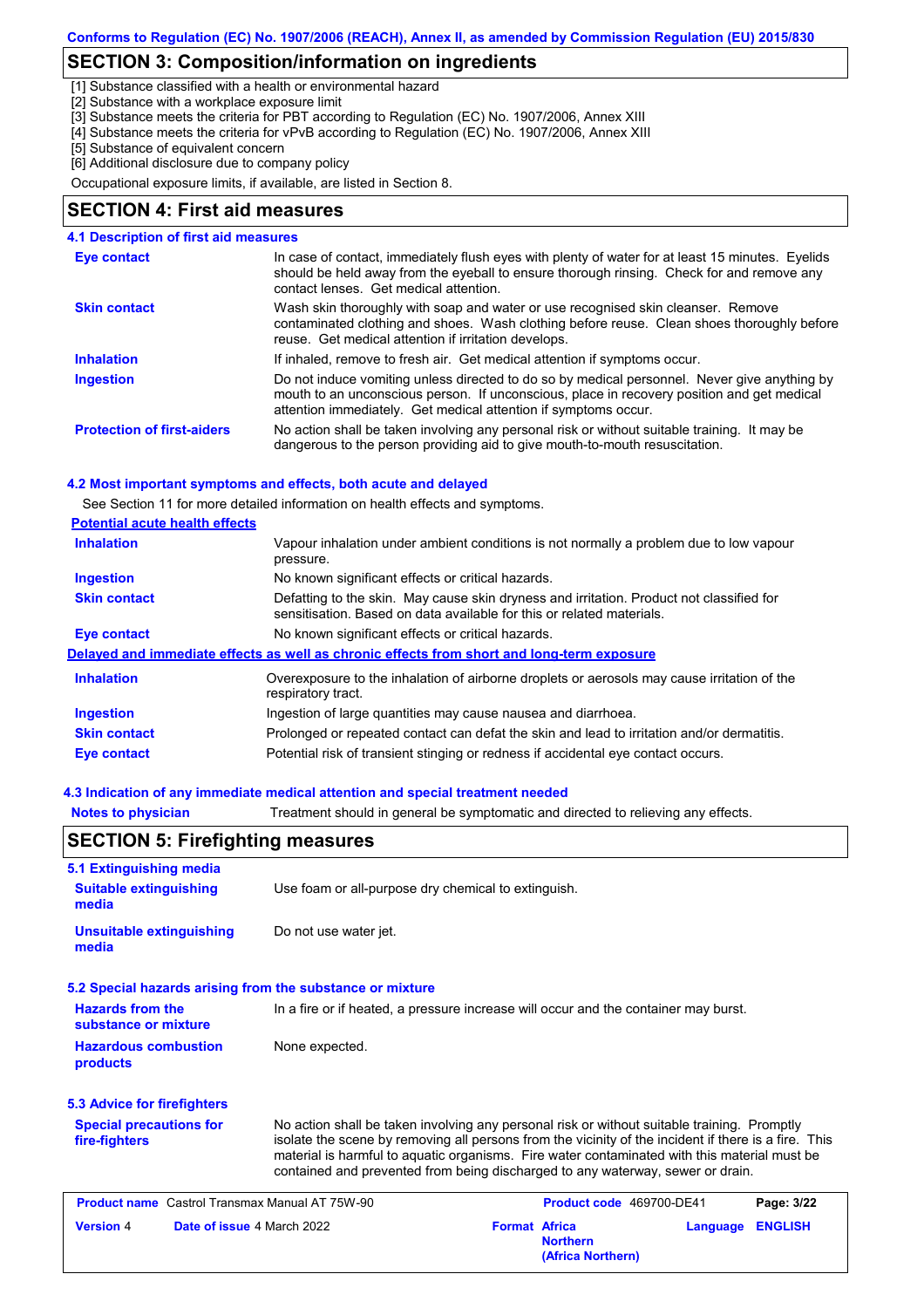## SECTION 3: Composition/information on ingredients

[1] Substance classified with a health or environmental hazard
[2] Substance with a workplace exposure limit
[3] Substance meets the criteria for PBT according to Regulation (EC) No. 1907/2006, Annex XIII
[4] Substance meets the criteria for vPvB according to Regulation (EC) No. 1907/2006, Annex XIII
[5] Substance of equivalent concern
[6] Additional disclosure due to company policy

Occupational exposure limits, if available, are listed in Section 8.

## SECTION 4: First aid measures

### 4.1 Description of first aid measures

| | |
|---|---|
| **Eye contact** | In case of contact, immediately flush eyes with plenty of water for at least 15 minutes. Eyelids should be held away from the eyeball to ensure thorough rinsing. Check for and remove any contact lenses. Get medical attention. |
| **Skin contact** | Wash skin thoroughly with soap and water or use recognised skin cleanser. Remove contaminated clothing and shoes. Wash clothing before reuse. Clean shoes thoroughly before reuse. Get medical attention if irritation develops. |
| **Inhalation** | If inhaled, remove to fresh air. Get medical attention if symptoms occur. |
| **Ingestion** | Do not induce vomiting unless directed to do so by medical personnel. Never give anything by mouth to an unconscious person. If unconscious, place in recovery position and get medical attention immediately. Get medical attention if symptoms occur. |
| **Protection of first-aiders** | No action shall be taken involving any personal risk or without suitable training. It may be dangerous to the person providing aid to give mouth-to-mouth resuscitation. |

### 4.2 Most important symptoms and effects, both acute and delayed

See Section 11 for more detailed information on health effects and symptoms.

**Potential acute health effects**

| | |
|---|---|
| **Inhalation** | Vapour inhalation under ambient conditions is not normally a problem due to low vapour pressure. |
| **Ingestion** | No known significant effects or critical hazards. |
| **Skin contact** | Defatting to the skin. May cause skin dryness and irritation. Product not classified for sensitisation. Based on data available for this or related materials. |
| **Eye contact** | No known significant effects or critical hazards. |

**Delayed and immediate effects as well as chronic effects from short and long-term exposure**

| | |
|---|---|
| **Inhalation** | Overexposure to the inhalation of airborne droplets or aerosols may cause irritation of the respiratory tract. |
| **Ingestion** | Ingestion of large quantities may cause nausea and diarrhoea. |
| **Skin contact** | Prolonged or repeated contact can defat the skin and lead to irritation and/or dermatitis. |
| **Eye contact** | Potential risk of transient stinging or redness if accidental eye contact occurs. |

### 4.3 Indication of any immediate medical attention and special treatment needed

| | |
|---|---|
| **Notes to physician** | Treatment should in general be symptomatic and directed to relieving any effects. |

## SECTION 5: Firefighting measures

### 5.1 Extinguishing media

| | |
|---|---|
| **Suitable extinguishing media** | Use foam or all-purpose dry chemical to extinguish. |
| **Unsuitable extinguishing media** | Do not use water jet. |

### 5.2 Special hazards arising from the substance or mixture

| | |
|---|---|
| **Hazards from the substance or mixture** | In a fire or if heated, a pressure increase will occur and the container may burst. |
| **Hazardous combustion products** | None expected. |

### 5.3 Advice for firefighters

| | |
|---|---|
| **Special precautions for fire-fighters** | No action shall be taken involving any personal risk or without suitable training. Promptly isolate the scene by removing all persons from the vicinity of the incident if there is a fire. This material is harmful to aquatic organisms. Fire water contaminated with this material must be contained and prevented from being discharged to any waterway, sewer or drain. |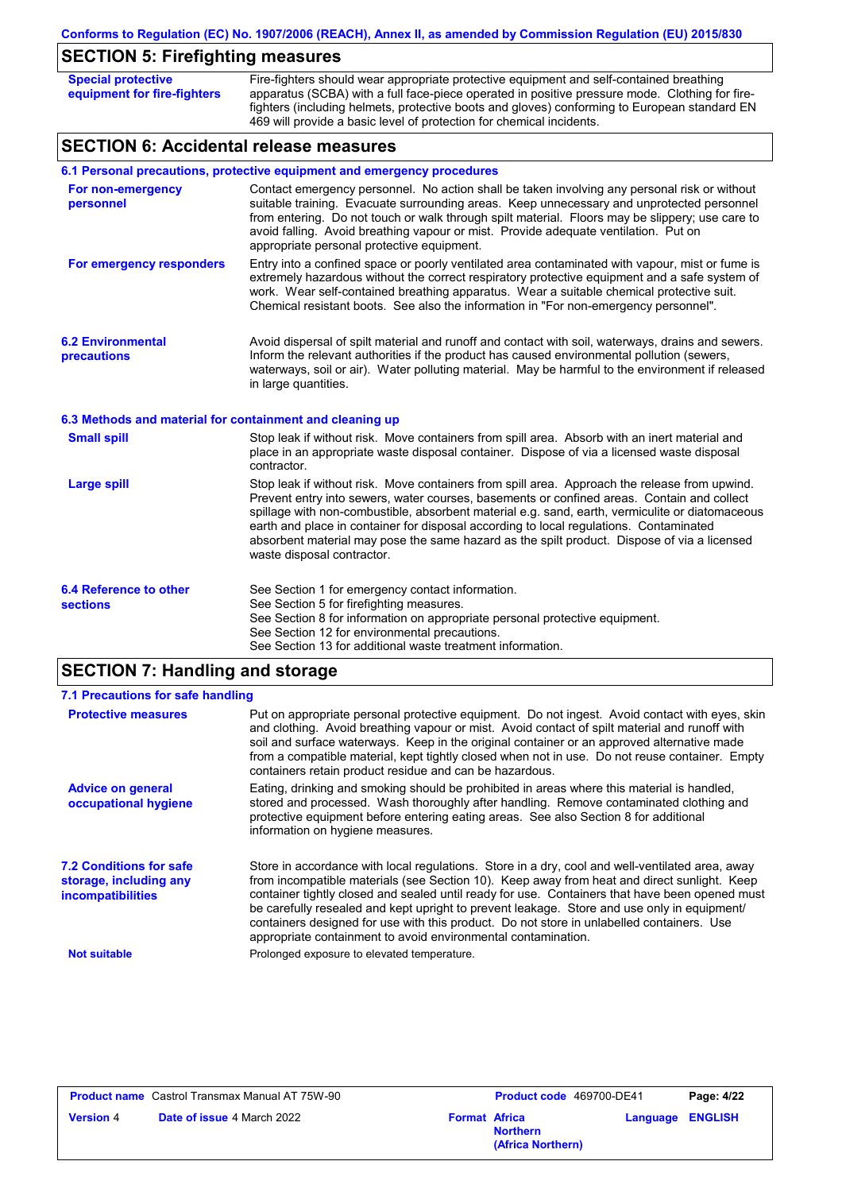## SECTION 5: Firefighting measures

**Special protective equipment for fire-fighters**

Fire-fighters should wear appropriate protective equipment and self-contained breathing apparatus (SCBA) with a full face-piece operated in positive pressure mode. Clothing for fire-fighters (including helmets, protective boots and gloves) conforming to European standard EN 469 will provide a basic level of protection for chemical incidents.

## SECTION 6: Accidental release measures

### 6.1 Personal precautions, protective equipment and emergency procedures

**For non-emergency personnel**

Contact emergency personnel. No action shall be taken involving any personal risk or without suitable training. Evacuate surrounding areas. Keep unnecessary and unprotected personnel from entering. Do not touch or walk through spilt material. Floors may be slippery; use care to avoid falling. Avoid breathing vapour or mist. Provide adequate ventilation. Put on appropriate personal protective equipment.

**For emergency responders**

Entry into a confined space or poorly ventilated area contaminated with vapour, mist or fume is extremely hazardous without the correct respiratory protective equipment and a safe system of work. Wear self-contained breathing apparatus. Wear a suitable chemical protective suit. Chemical resistant boots. See also the information in "For non-emergency personnel".

### 6.2 Environmental precautions

Avoid dispersal of spilt material and runoff and contact with soil, waterways, drains and sewers. Inform the relevant authorities if the product has caused environmental pollution (sewers, waterways, soil or air). Water polluting material. May be harmful to the environment if released in large quantities.

### 6.3 Methods and material for containment and cleaning up

**Small spill**

Stop leak if without risk. Move containers from spill area. Absorb with an inert material and place in an appropriate waste disposal container. Dispose of via a licensed waste disposal contractor.

**Large spill**

Stop leak if without risk. Move containers from spill area. Approach the release from upwind. Prevent entry into sewers, water courses, basements or confined areas. Contain and collect spillage with non-combustible, absorbent material e.g. sand, earth, vermiculite or diatomaceous earth and place in container for disposal according to local regulations. Contaminated absorbent material may pose the same hazard as the spilt product. Dispose of via a licensed waste disposal contractor.

### 6.4 Reference to other sections

See Section 1 for emergency contact information.
See Section 5 for firefighting measures.
See Section 8 for information on appropriate personal protective equipment.
See Section 12 for environmental precautions.
See Section 13 for additional waste treatment information.

## SECTION 7: Handling and storage

### 7.1 Precautions for safe handling

**Protective measures**

Put on appropriate personal protective equipment. Do not ingest. Avoid contact with eyes, skin and clothing. Avoid breathing vapour or mist. Avoid contact of spilt material and runoff with soil and surface waterways. Keep in the original container or an approved alternative made from a compatible material, kept tightly closed when not in use. Do not reuse container. Empty containers retain product residue and can be hazardous.

**Advice on general occupational hygiene**

Eating, drinking and smoking should be prohibited in areas where this material is handled, stored and processed. Wash thoroughly after handling. Remove contaminated clothing and protective equipment before entering eating areas. See also Section 8 for additional information on hygiene measures.

### 7.2 Conditions for safe storage, including any incompatibilities

Store in accordance with local regulations. Store in a dry, cool and well-ventilated area, away from incompatible materials (see Section 10). Keep away from heat and direct sunlight. Keep container tightly closed and sealed until ready for use. Containers that have been opened must be carefully resealed and kept upright to prevent leakage. Store and use only in equipment/ containers designed for use with this product. Do not store in unlabelled containers. Use appropriate containment to avoid environmental contamination.

**Not suitable**

Prolonged exposure to elevated temperature.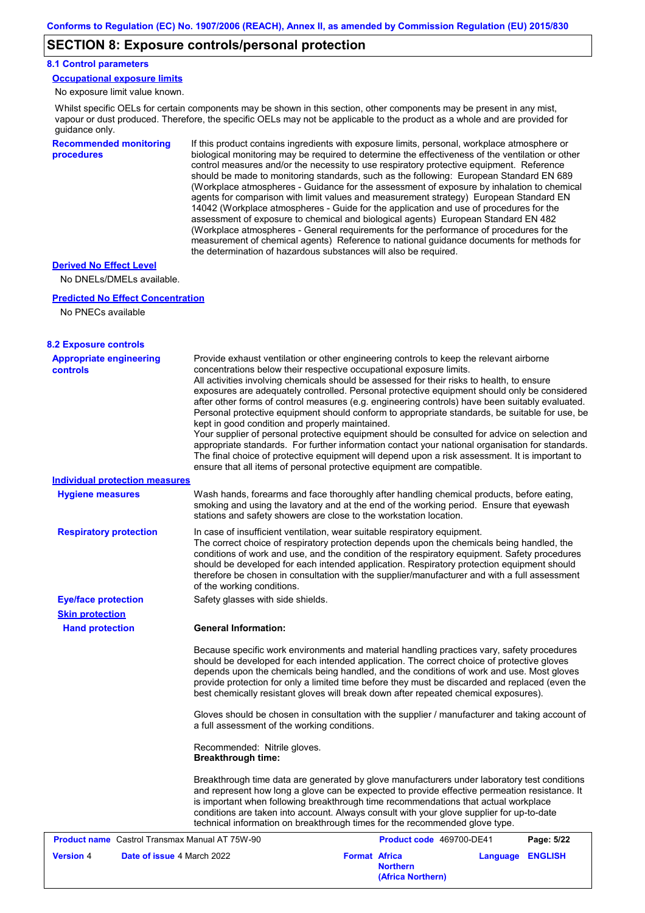## SECTION 8: Exposure controls/personal protection

### 8.1 Control parameters

**Occupational exposure limits**

No exposure limit value known.

Whilst specific OELs for certain components may be shown in this section, other components may be present in any mist, vapour or dust produced. Therefore, the specific OELs may not be applicable to the product as a whole and are provided for guidance only.

**Recommended monitoring procedures**

If this product contains ingredients with exposure limits, personal, workplace atmosphere or biological monitoring may be required to determine the effectiveness of the ventilation or other control measures and/or the necessity to use respiratory protective equipment. Reference should be made to monitoring standards, such as the following: European Standard EN 689 (Workplace atmospheres - Guidance for the assessment of exposure by inhalation to chemical agents for comparison with limit values and measurement strategy) European Standard EN 14042 (Workplace atmospheres - Guide for the application and use of procedures for the assessment of exposure to chemical and biological agents) European Standard EN 482 (Workplace atmospheres - General requirements for the performance of procedures for the measurement of chemical agents) Reference to national guidance documents for methods for the determination of hazardous substances will also be required.

**Derived No Effect Level**

No DNELs/DMELs available.

**Predicted No Effect Concentration**

No PNECs available

### 8.2 Exposure controls

**Appropriate engineering controls**

Provide exhaust ventilation or other engineering controls to keep the relevant airborne concentrations below their respective occupational exposure limits.
All activities involving chemicals should be assessed for their risks to health, to ensure exposures are adequately controlled. Personal protective equipment should only be considered after other forms of control measures (e.g. engineering controls) have been suitably evaluated. Personal protective equipment should conform to appropriate standards, be suitable for use, be kept in good condition and properly maintained.
Your supplier of personal protective equipment should be consulted for advice on selection and appropriate standards. For further information contact your national organisation for standards. The final choice of protective equipment will depend upon a risk assessment. It is important to ensure that all items of personal protective equipment are compatible.

**Individual protection measures**

**Hygiene measures**

Wash hands, forearms and face thoroughly after handling chemical products, before eating, smoking and using the lavatory and at the end of the working period. Ensure that eyewash stations and safety showers are close to the workstation location.

**Respiratory protection**

In case of insufficient ventilation, wear suitable respiratory equipment.
The correct choice of respiratory protection depends upon the chemicals being handled, the conditions of work and use, and the condition of the respiratory equipment. Safety procedures should be developed for each intended application. Respiratory protection equipment should therefore be chosen in consultation with the supplier/manufacturer and with a full assessment of the working conditions.

**Eye/face protection**

Safety glasses with side shields.

**Skin protection**

**Hand protection**

**General Information:**

Because specific work environments and material handling practices vary, safety procedures should be developed for each intended application. The correct choice of protective gloves depends upon the chemicals being handled, and the conditions of work and use. Most gloves provide protection for only a limited time before they must be discarded and replaced (even the best chemically resistant gloves will break down after repeated chemical exposures).

Gloves should be chosen in consultation with the supplier / manufacturer and taking account of a full assessment of the working conditions.

Recommended: Nitrile gloves.
**Breakthrough time:**

Breakthrough time data are generated by glove manufacturers under laboratory test conditions and represent how long a glove can be expected to provide effective permeation resistance. It is important when following breakthrough time recommendations that actual workplace conditions are taken into account. Always consult with your glove supplier for up-to-date technical information on breakthrough times for the recommended glove type.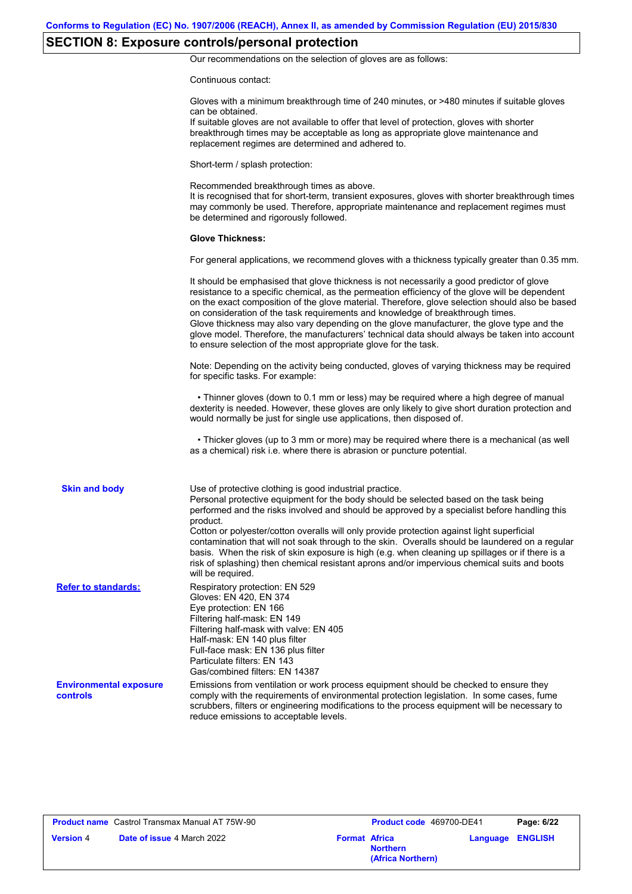## SECTION 8: Exposure controls/personal protection

Our recommendations on the selection of gloves are as follows:

Continuous contact:

Gloves with a minimum breakthrough time of 240 minutes, or >480 minutes if suitable gloves can be obtained.
If suitable gloves are not available to offer that level of protection, gloves with shorter breakthrough times may be acceptable as long as appropriate glove maintenance and replacement regimes are determined and adhered to.

Short-term / splash protection:

Recommended breakthrough times as above.
It is recognised that for short-term, transient exposures, gloves with shorter breakthrough times may commonly be used. Therefore, appropriate maintenance and replacement regimes must be determined and rigorously followed.

**Glove Thickness:**

For general applications, we recommend gloves with a thickness typically greater than 0.35 mm.

It should be emphasised that glove thickness is not necessarily a good predictor of glove resistance to a specific chemical, as the permeation efficiency of the glove will be dependent on the exact composition of the glove material. Therefore, glove selection should also be based on consideration of the task requirements and knowledge of breakthrough times.
Glove thickness may also vary depending on the glove manufacturer, the glove type and the glove model. Therefore, the manufacturers' technical data should always be taken into account to ensure selection of the most appropriate glove for the task.

Note: Depending on the activity being conducted, gloves of varying thickness may be required for specific tasks. For example:

- Thinner gloves (down to 0.1 mm or less) may be required where a high degree of manual dexterity is needed. However, these gloves are only likely to give short duration protection and would normally be just for single use applications, then disposed of.

- Thicker gloves (up to 3 mm or more) may be required where there is a mechanical (as well as a chemical) risk i.e. where there is abrasion or puncture potential.

**Skin and body**

Use of protective clothing is good industrial practice.
Personal protective equipment for the body should be selected based on the task being performed and the risks involved and should be approved by a specialist before handling this product.
Cotton or polyester/cotton overalls will only provide protection against light superficial contamination that will not soak through to the skin. Overalls should be laundered on a regular basis. When the risk of skin exposure is high (e.g. when cleaning up spillages or if there is a risk of splashing) then chemical resistant aprons and/or impervious chemical suits and boots will be required.

**Refer to standards:**

Respiratory protection: EN 529
Gloves: EN 420, EN 374
Eye protection: EN 166
Filtering half-mask: EN 149
Filtering half-mask with valve: EN 405
Half-mask: EN 140 plus filter
Full-face mask: EN 136 plus filter
Particulate filters: EN 143
Gas/combined filters: EN 14387

**Environmental exposure controls**

Emissions from ventilation or work process equipment should be checked to ensure they comply with the requirements of environmental protection legislation. In some cases, fume scrubbers, filters or engineering modifications to the process equipment will be necessary to reduce emissions to acceptable levels.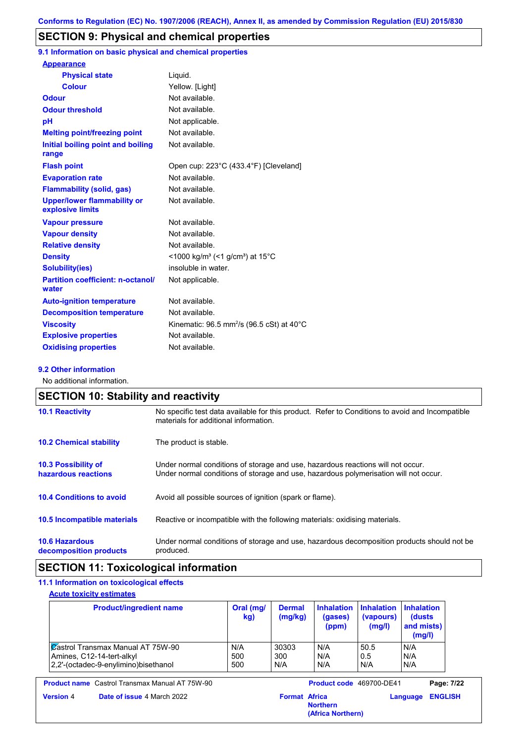Conforms to Regulation (EC) No. 1907/2006 (REACH), Annex II, as amended by Commission Regulation (EU) 2015/830

## SECTION 9: Physical and chemical properties

### 9.1 Information on basic physical and chemical properties

| | |
|---|---|
| **Appearance** | |
| **Physical state** | Liquid. |
| **Colour** | Yellow. [Light] |
| **Odour** | Not available. |
| **Odour threshold** | Not available. |
| **pH** | Not applicable. |
| **Melting point/freezing point** | Not available. |
| **Initial boiling point and boiling range** | Not available. |
| **Flash point** | Open cup: 223°C (433.4°F) [Cleveland] |
| **Evaporation rate** | Not available. |
| **Flammability (solid, gas)** | Not available. |
| **Upper/lower flammability or explosive limits** | Not available. |
| **Vapour pressure** | Not available. |
| **Vapour density** | Not available. |
| **Relative density** | Not available. |
| **Density** | <1000 kg/m³ (<1 g/cm³) at 15°C |
| **Solubility(ies)** | insoluble in water. |
| **Partition coefficient: n-octanol/ water** | Not applicable. |
| **Auto-ignition temperature** | Not available. |
| **Decomposition temperature** | Not available. |
| **Viscosity** | Kinematic: 96.5 mm$^2$/s (96.5 cSt) at 40°C |
| **Explosive properties** | Not available. |
| **Oxidising properties** | Not available. |

### 9.2 Other information

No additional information.

## SECTION 10: Stability and reactivity

| | |
|---|---|
| **10.1 Reactivity** | No specific test data available for this product. Refer to Conditions to avoid and Incompatible materials for additional information. |
| **10.2 Chemical stability** | The product is stable. |
| **10.3 Possibility of hazardous reactions** | Under normal conditions of storage and use, hazardous reactions will not occur. Under normal conditions of storage and use, hazardous polymerisation will not occur. |
| **10.4 Conditions to avoid** | Avoid all possible sources of ignition (spark or flame). |
| **10.5 Incompatible materials** | Reactive or incompatible with the following materials: oxidising materials. |
| **10.6 Hazardous decomposition products** | Under normal conditions of storage and use, hazardous decomposition products should not be produced. |

## SECTION 11: Toxicological information

### 11.1 Information on toxicological effects

**Acute toxicity estimates**

| Product/ingredient name | Oral (mg/ kg) | Dermal (mg/kg) | Inhalation (gases) (ppm) | Inhalation (vapours) (mg/l) | Inhalation (dusts and mists) (mg/l) |
|---|---|---|---|---|---|
| Castrol Transmax Manual AT 75W-90 | N/A | 30303 | N/A | 50.5 | N/A |
| Amines, C12-14-tert-alkyl | 500 | 300 | N/A | 0.5 | N/A |
| 2,2'-(octadec-9-enylimino)bisethanol | 500 | N/A | N/A | N/A | N/A |

| | | | |
|---|---|---|---|
| **Product name** Castrol Transmax Manual AT 75W-90 | | **Product code** 469700-DE41 | |
| **Version** 4 | **Date of issue** 4 March 2022 | **Format** Africa Northern (Africa Northern) | **Language** ENGLISH |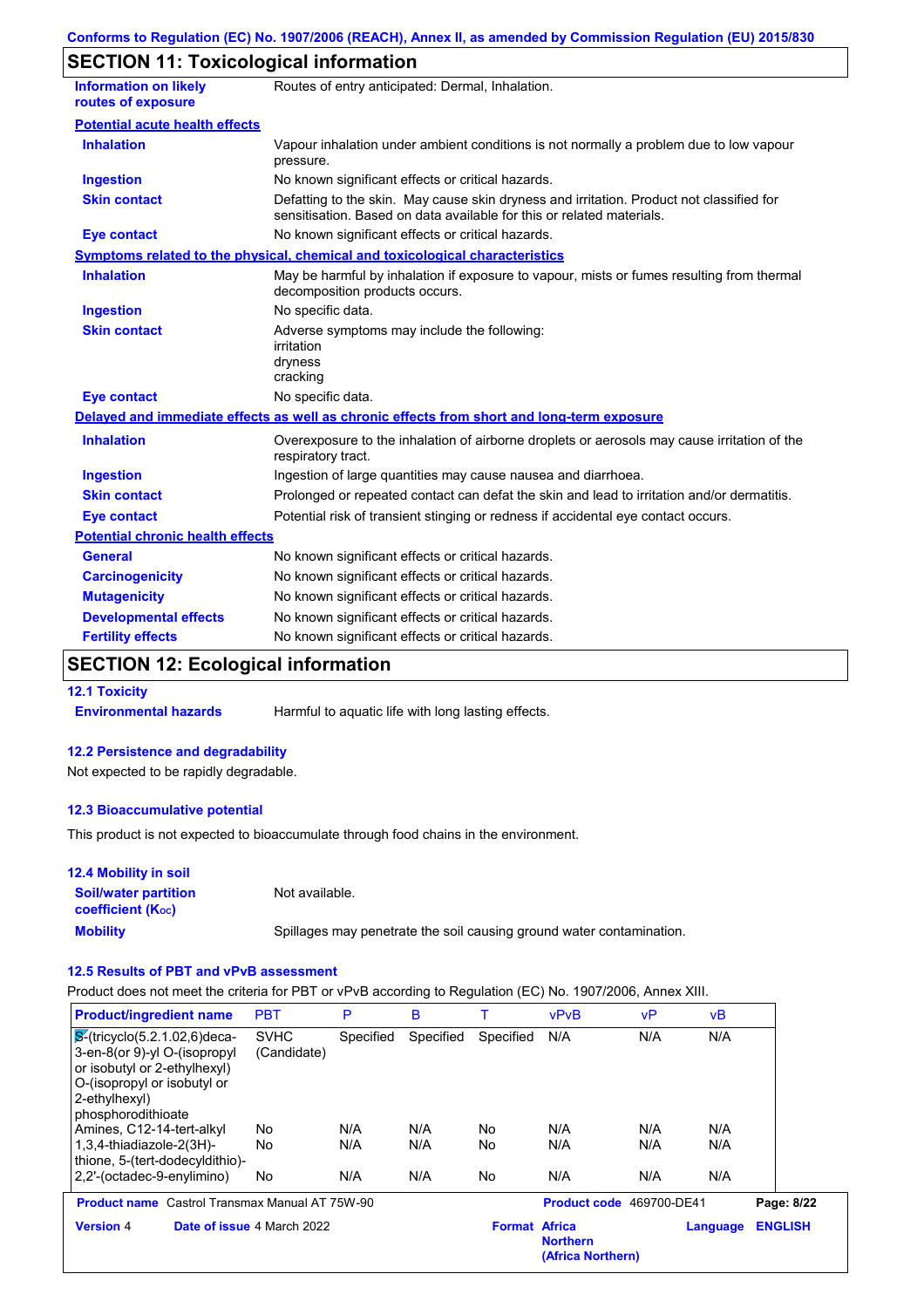Conforms to Regulation (EC) No. 1907/2006 (REACH), Annex II, as amended by Commission Regulation (EU) 2015/830

## SECTION 11: Toxicological information

| | |
|---|---|
| **Information on likely routes of exposure** | Routes of entry anticipated: Dermal, Inhalation. |

**Potential acute health effects**

| | |
|---|---|
| **Inhalation** | Vapour inhalation under ambient conditions is not normally a problem due to low vapour pressure. |
| **Ingestion** | No known significant effects or critical hazards. |
| **Skin contact** | Defatting to the skin. May cause skin dryness and irritation. Product not classified for sensitisation. Based on data available for this or related materials. |
| **Eye contact** | No known significant effects or critical hazards. |

**Symptoms related to the physical, chemical and toxicological characteristics**

| | |
|---|---|
| **Inhalation** | May be harmful by inhalation if exposure to vapour, mists or fumes resulting from thermal decomposition products occurs. |
| **Ingestion** | No specific data. |
| **Skin contact** | Adverse symptoms may include the following:<br>irritation<br>dryness<br>cracking |
| **Eye contact** | No specific data. |

**Delayed and immediate effects as well as chronic effects from short and long-term exposure**

| | |
|---|---|
| **Inhalation** | Overexposure to the inhalation of airborne droplets or aerosols may cause irritation of the respiratory tract. |
| **Ingestion** | Ingestion of large quantities may cause nausea and diarrhoea. |
| **Skin contact** | Prolonged or repeated contact can defat the skin and lead to irritation and/or dermatitis. |
| **Eye contact** | Potential risk of transient stinging or redness if accidental eye contact occurs. |

**Potential chronic health effects**

| | |
|---|---|
| **General** | No known significant effects or critical hazards. |
| **Carcinogenicity** | No known significant effects or critical hazards. |
| **Mutagenicity** | No known significant effects or critical hazards. |
| **Developmental effects** | No known significant effects or critical hazards. |
| **Fertility effects** | No known significant effects or critical hazards. |

## SECTION 12: Ecological information

### 12.1 Toxicity

| | |
|---|---|
| **Environmental hazards** | Harmful to aquatic life with long lasting effects. |

### 12.2 Persistence and degradability

Not expected to be rapidly degradable.

### 12.3 Bioaccumulative potential

This product is not expected to bioaccumulate through food chains in the environment.

### 12.4 Mobility in soil

| | |
|---|---|
| **Soil/water partition coefficient ($K_{OC}$)** | Not available. |
| **Mobility** | Spillages may penetrate the soil causing ground water contamination. |

### 12.5 Results of PBT and vPvB assessment

Product does not meet the criteria for PBT or vPvB according to Regulation (EC) No. 1907/2006, Annex XIII.

| Product/ingredient name | PBT | P | B | T | vPvB | vP | vB |
|---|---|---|---|---|---|---|---|
| S-(tricyclo(5.2.1.02,6)deca-3-en-8(or 9)-yl O-(isopropyl or isobutyl or 2-ethylhexyl) O-(isopropyl or isobutyl or 2-ethylhexyl) phosphorodithioate | SVHC (Candidate) | Specified | Specified | Specified | N/A | N/A | N/A |
| Amines, C12-14-tert-alkyl | No | N/A | N/A | No | N/A | N/A | N/A |
| 1,3,4-thiadiazole-2(3H)-thione, 5-(tert-dodecyldithio)- | No | N/A | N/A | No | N/A | N/A | N/A |
| 2,2'-(octadec-9-enylimino) | No | N/A | N/A | No | N/A | N/A | N/A |

| | | | |
|---|---|---|---|
| **Product name** Castrol Transmax Manual AT 75W-90 | | **Product code** 469700-DE41 | |
| **Version** 4 | **Date of issue** 4 March 2022 | **Format** Africa Northern (Africa Northern) | **Language** ENGLISH |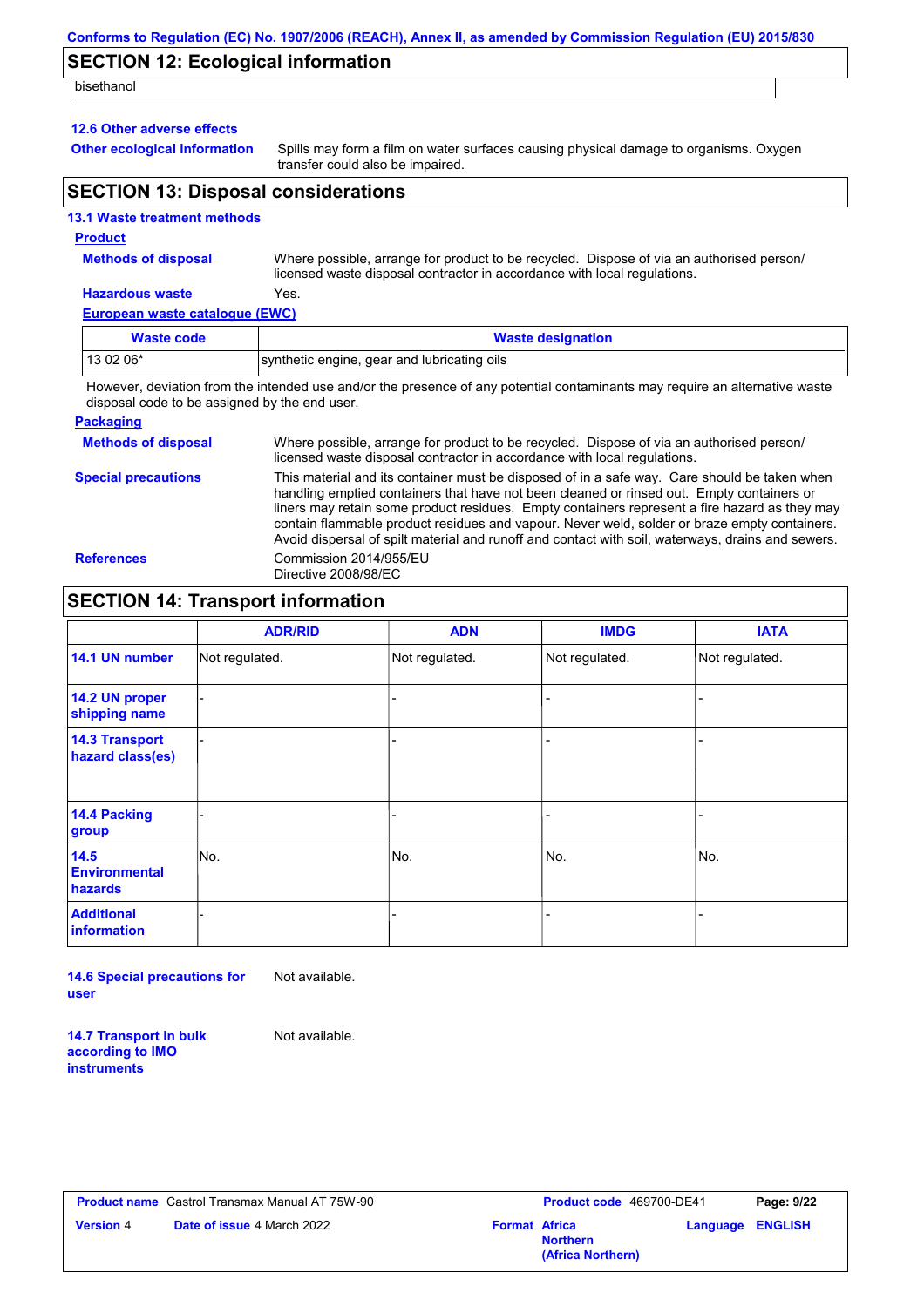## SECTION 12: Ecological information

bisethanol

### 12.6 Other adverse effects

**Other ecological information** Spills may form a film on water surfaces causing physical damage to organisms. Oxygen transfer could also be impaired.

## SECTION 13: Disposal considerations

### 13.1 Waste treatment methods

**Product**

**Methods of disposal** Where possible, arrange for product to be recycled. Dispose of via an authorised person/ licensed waste disposal contractor in accordance with local regulations.

**Hazardous waste** Yes.

**European waste catalogue (EWC)**

| Waste code | Waste designation |
|---|---|
| 13 02 06* | synthetic engine, gear and lubricating oils |

However, deviation from the intended use and/or the presence of any potential contaminants may require an alternative waste disposal code to be assigned by the end user.

**Packaging**

**Methods of disposal** Where possible, arrange for product to be recycled. Dispose of via an authorised person/ licensed waste disposal contractor in accordance with local regulations.

**Special precautions** This material and its container must be disposed of in a safe way. Care should be taken when handling emptied containers that have not been cleaned or rinsed out. Empty containers or liners may retain some product residues. Empty containers represent a fire hazard as they may contain flammable product residues and vapour. Never weld, solder or braze empty containers. Avoid dispersal of spilt material and runoff and contact with soil, waterways, drains and sewers.

**References** Commission 2014/955/EU
Directive 2008/98/EC

## SECTION 14: Transport information

| | ADR/RID | ADN | IMDG | IATA |
|---|---|---|---|---|
| **14.1 UN number** | Not regulated. | Not regulated. | Not regulated. | Not regulated. |
| **14.2 UN proper shipping name** | - | - | - | - |
| **14.3 Transport hazard class(es)** | - | - | - | - |
| **14.4 Packing group** | - | - | - | - |
| **14.5 Environmental hazards** | No. | No. | No. | No. |
| **Additional information** | - | - | - | - |

**14.6 Special precautions for user** Not available.

**14.7 Transport in bulk according to IMO instruments** Not available.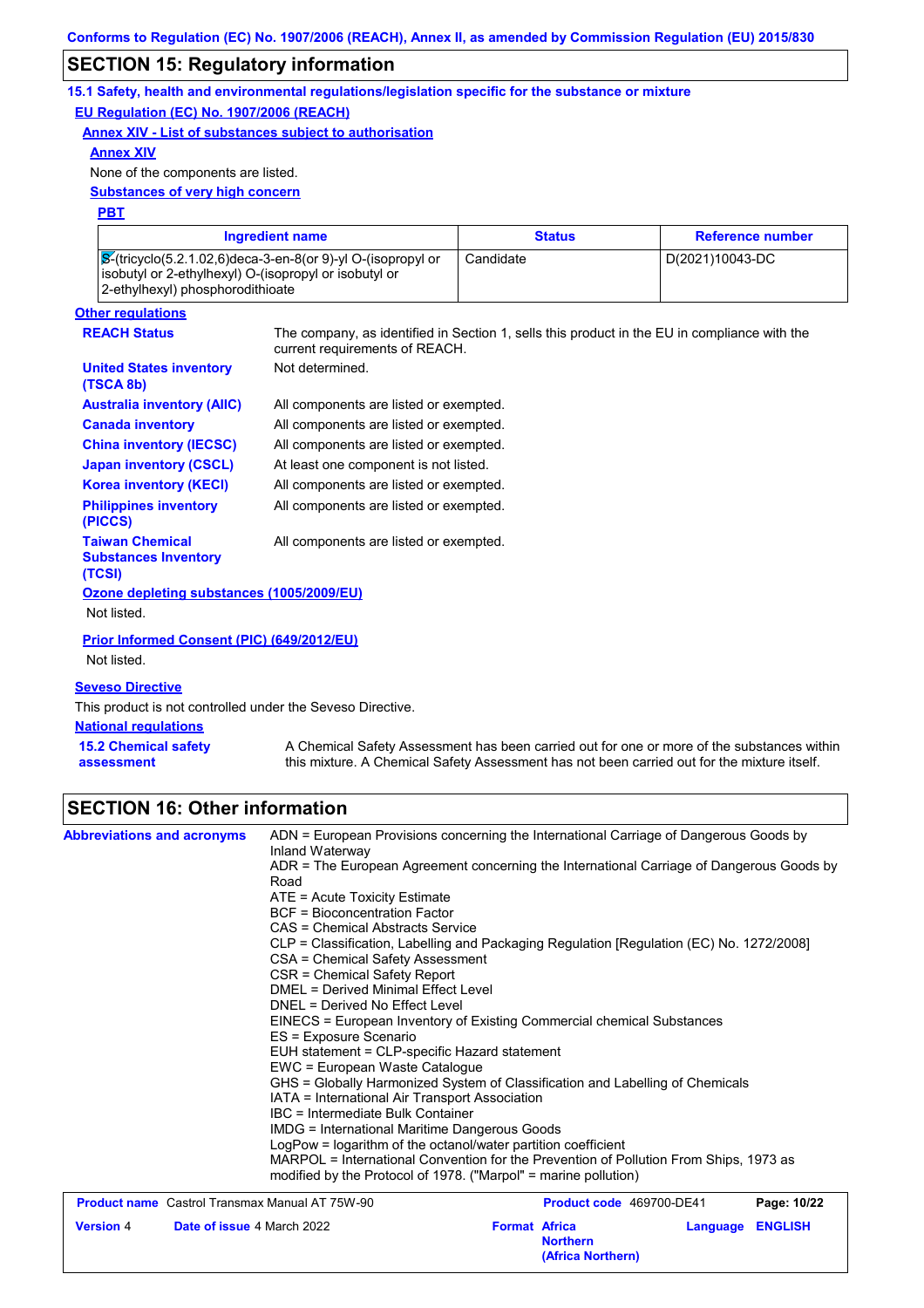Conforms to Regulation (EC) No. 1907/2006 (REACH), Annex II, as amended by Commission Regulation (EU) 2015/830

## SECTION 15: Regulatory information

### 15.1 Safety, health and environmental regulations/legislation specific for the substance or mixture

**EU Regulation (EC) No. 1907/2006 (REACH)**

**Annex XIV - List of substances subject to authorisation**

**Annex XIV**

None of the components are listed.

**Substances of very high concern**

**PBT**

| Ingredient name | Status | Reference number |
|---|---|---|
| S-(tricyclo(5.2.1.02,6)deca-3-en-8(or 9)-yl O-(isopropyl or isobutyl or 2-ethylhexyl) O-(isopropyl or isobutyl or 2-ethylhexyl) phosphorodithioate | Candidate | D(2021)10043-DC |

**Other regulations**

| | |
|---|---|
| **REACH Status** | The company, as identified in Section 1, sells this product in the EU in compliance with the current requirements of REACH. |
| **United States inventory (TSCA 8b)** | Not determined. |
| **Australia inventory (AIIC)** | All components are listed or exempted. |
| **Canada inventory** | All components are listed or exempted. |
| **China inventory (IECSC)** | All components are listed or exempted. |
| **Japan inventory (CSCL)** | At least one component is not listed. |
| **Korea inventory (KECI)** | All components are listed or exempted. |
| **Philippines inventory (PICCS)** | All components are listed or exempted. |
| **Taiwan Chemical Substances Inventory (TCSI)** | All components are listed or exempted. |

**Ozone depleting substances (1005/2009/EU)**

Not listed.

**Prior Informed Consent (PIC) (649/2012/EU)**

Not listed.

**Seveso Directive**

This product is not controlled under the Seveso Directive.

**National regulations**

**15.2 Chemical safety assessment**: A Chemical Safety Assessment has been carried out for one or more of the substances within this mixture. A Chemical Safety Assessment has not been carried out for the mixture itself.

## SECTION 16: Other information

**Abbreviations and acronyms**

ADN = European Provisions concerning the International Carriage of Dangerous Goods by Inland Waterway
ADR = The European Agreement concerning the International Carriage of Dangerous Goods by Road
ATE = Acute Toxicity Estimate
BCF = Bioconcentration Factor
CAS = Chemical Abstracts Service
CLP = Classification, Labelling and Packaging Regulation [Regulation (EC) No. 1272/2008]
CSA = Chemical Safety Assessment
CSR = Chemical Safety Report
DMEL = Derived Minimal Effect Level
DNEL = Derived No Effect Level
EINECS = European Inventory of Existing Commercial chemical Substances
ES = Exposure Scenario
EUH statement = CLP-specific Hazard statement
EWC = European Waste Catalogue
GHS = Globally Harmonized System of Classification and Labelling of Chemicals
IATA = International Air Transport Association
IBC = Intermediate Bulk Container
IMDG = International Maritime Dangerous Goods
LogPow = logarithm of the octanol/water partition coefficient
MARPOL = International Convention for the Prevention of Pollution From Ships, 1973 as modified by the Protocol of 1978. ("Marpol" = marine pollution)

| | | | |
|---|---|---|---|
| **Product name** Castrol Transmax Manual AT 75W-90 | | **Product code** 469700-DE41 | |
| **Version** 4 | **Date of issue** 4 March 2022 | **Format** Africa Northern (Africa Northern) | **Language** ENGLISH |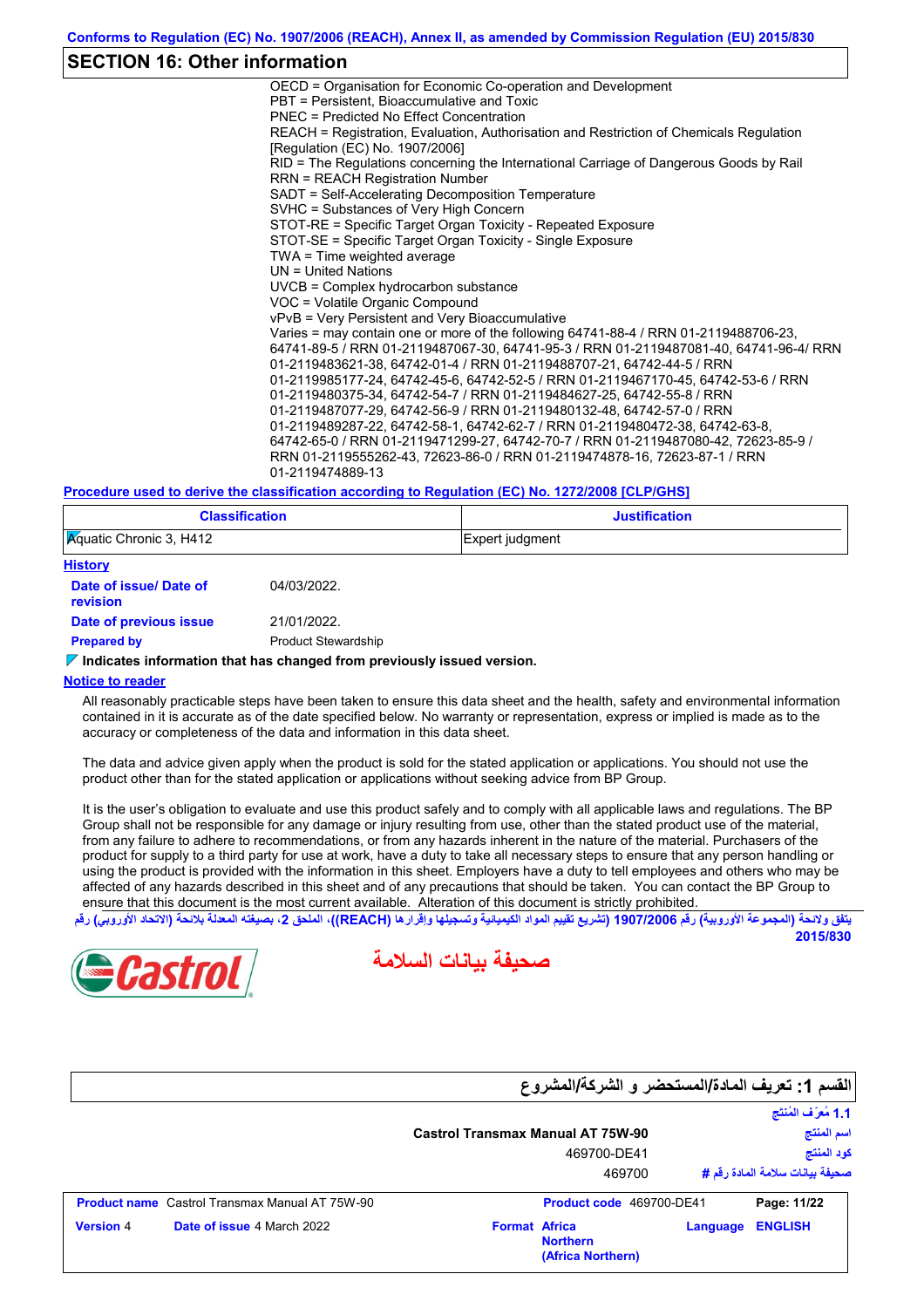## SECTION 16: Other information

OECD = Organisation for Economic Co-operation and Development
PBT = Persistent, Bioaccumulative and Toxic
PNEC = Predicted No Effect Concentration
REACH = Registration, Evaluation, Authorisation and Restriction of Chemicals Regulation [Regulation (EC) No. 1907/2006]
RID = The Regulations concerning the International Carriage of Dangerous Goods by Rail
RRN = REACH Registration Number
SADT = Self-Accelerating Decomposition Temperature
SVHC = Substances of Very High Concern
STOT-RE = Specific Target Organ Toxicity - Repeated Exposure
STOT-SE = Specific Target Organ Toxicity - Single Exposure
TWA = Time weighted average
UN = United Nations
UVCB = Complex hydrocarbon substance
VOC = Volatile Organic Compound
vPvB = Very Persistent and Very Bioaccumulative
Varies = may contain one or more of the following 64741-88-4 / RRN 01-2119488706-23, 64741-89-5 / RRN 01-2119487067-30, 64741-95-3 / RRN 01-2119487081-40, 64741-96-4/ RRN 01-2119483621-38, 64742-01-4 / RRN 01-2119488707-21, 64742-44-5 / RRN 01-2119985177-24, 64742-45-6, 64742-52-5 / RRN 01-2119467170-45, 64742-53-6 / RRN 01-2119480375-34, 64742-54-7 / RRN 01-2119484627-25, 64742-55-8 / RRN 01-2119487077-29, 64742-56-9 / RRN 01-2119480132-48, 64742-57-0 / RRN 01-2119489287-22, 64742-58-1, 64742-62-7 / RRN 01-2119480472-38, 64742-63-8, 64742-65-0 / RRN 01-2119471299-27, 64742-70-7 / RRN 01-2119487080-42, 72623-85-9 / RRN 01-2119555262-43, 72623-86-0 / RRN 01-2119474878-16, 72623-87-1 / RRN 01-2119474889-13

**Procedure used to derive the classification according to Regulation (EC) No. 1272/2008 [CLP/GHS]**

| Classification | Justification |
|---|---|
| Aquatic Chronic 3, H412 | Expert judgment |

**History**

**Date of issue/ Date of revision**: 04/03/2022.

**Date of previous issue**: 21/01/2022.

**Prepared by**: Product Stewardship

**Indicates information that has changed from previously issued version.**

**Notice to reader**

All reasonably practicable steps have been taken to ensure this data sheet and the health, safety and environmental information contained in it is accurate as of the date specified below. No warranty or representation, express or implied is made as to the accuracy or completeness of the data and information in this data sheet.

The data and advice given apply when the product is sold for the stated application or applications. You should not use the product other than for the stated application or applications without seeking advice from BP Group.

It is the user's obligation to evaluate and use this product safely and to comply with all applicable laws and regulations. The BP Group shall not be responsible for any damage or injury resulting from use, other than the stated product use of the material, from any failure to adhere to recommendations, or from any hazards inherent in the nature of the material. Purchasers of the product for supply to a third party for use at work, have a duty to take all necessary steps to ensure that any person handling or using the product is provided with the information in this sheet. Employers have a duty to tell employees and others who may be affected of any hazards described in this sheet and of any precautions that should be taken. You can contact the BP Group to ensure that this document is the most current available. Alteration of this document is strictly prohibited.

يتفق ولائحة (المجموعة الأوروبية) رقم 1907/2006 (تشريع تقييم المواد الكيميائية وتسجيلها وإقرارها (REACH))، الملحق 2، بصيغته المعدلة بلائحة (الاتحاد الأوروبي) رقم 2015/830

Castrol

# صحيفة بيانات السلامة

## القسم 1: تعريف المادة/المستحضر و الشركة/المشروع

**1.1 مُعرِّف المُنتَج**

| | |
|---|---|
| اسم المنتج | Castrol Transmax Manual AT 75W-90 |
| كود المنتج | 469700-DE41 |
| صحيفة بيانات سلامة المادة رقم # | 469700 |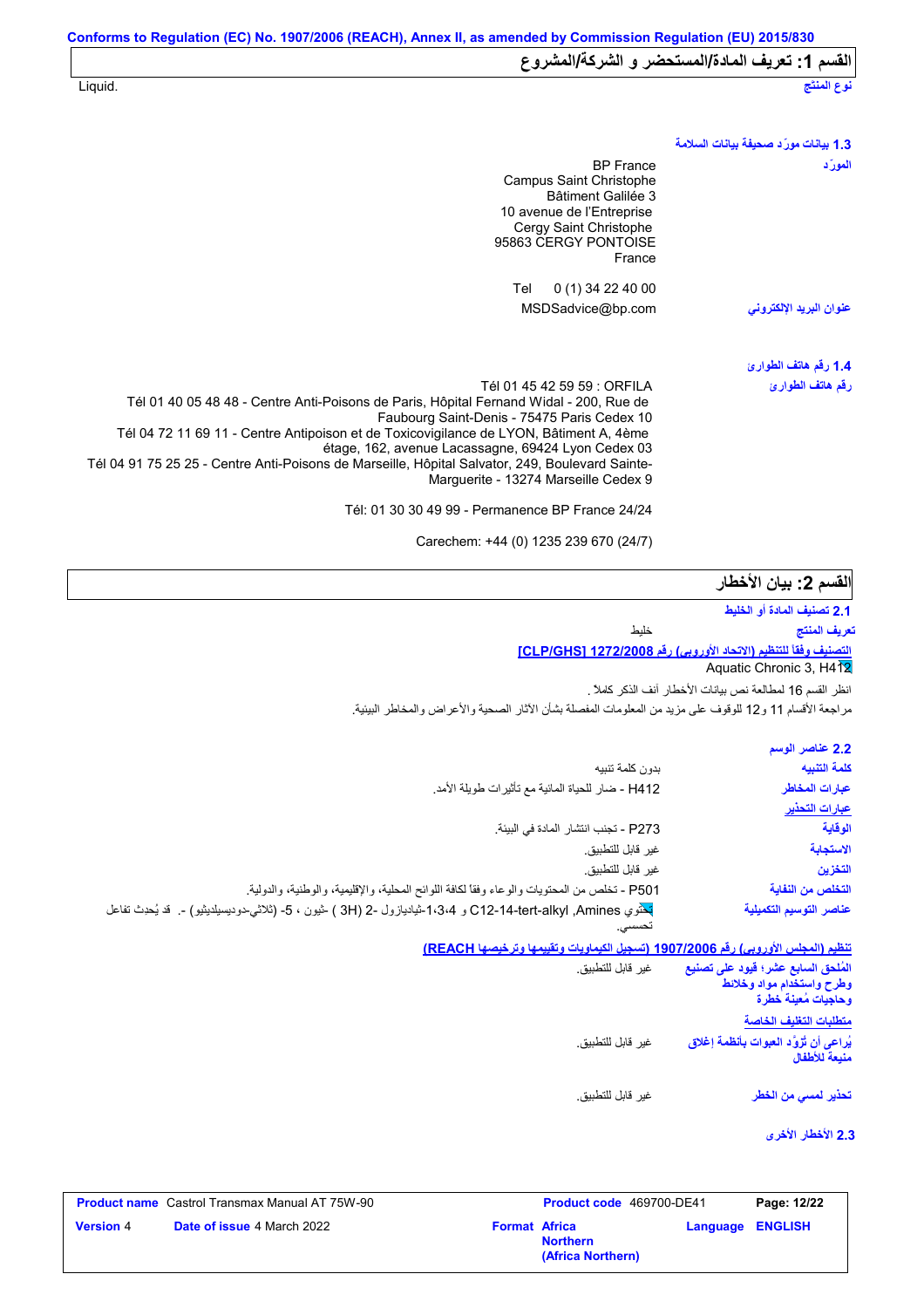Conforms to Regulation (EC) No. 1907/2006 (REACH), Annex II, as amended by Commission Regulation (EU) 2015/830

## القسم 1: تعريف المادة/المستحضر و الشركة/المشروع

نوع المنتج: Liquid.

### 1.3 بيانات مورّد صحيفة بيانات السلامة

المورّد:
BP France
Campus Saint Christophe
Bâtiment Galilée 3
10 avenue de l'Entreprise
Cergy Saint Christophe
95863 CERGY PONTOISE
France

Tel 0 (1) 34 22 40 00

عنوان البريد الإلكتروني: MSDSadvice@bp.com

### 1.4 رقم هاتف الطوارئ

رقم هاتف الطوارئ:
Tél 01 45 42 59 59 : ORFILA
Tél 01 40 05 48 48 - Centre Anti-Poisons de Paris, Hôpital Fernand Widal - 200, Rue de Faubourg Saint-Denis - 75475 Paris Cedex 10
Tél 04 72 11 69 11 - Centre Antipoison et de Toxicovigilance de LYON, Bâtiment A, 4ème étage, 162, avenue Lacassagne, 69424 Lyon Cedex 03
Tél 04 91 75 25 25 - Centre Anti-Poisons de Marseille, Hôpital Salvator, 249, Boulevard Sainte-Marguerite - 13274 Marseille Cedex 9

Tél: 01 30 30 49 99 - Permanence BP France 24/24

Carechem: +44 (0) 1235 239 670 (24/7)

## القسم 2: بيان الأخطار

### 2.1 تصنيف المادة أو الخليط

تعريف المنتج: خليط

التصنيف وفقاً للتنظيم (الاتحاد الأوروبي) رقم 1272/2008 [CLP/GHS]
Aquatic Chronic 3, H412

انظر القسم 16 لمطالعة نص بيانات الأخطار آنف الذكر كاملاً.

مراجعة الأقسام 11 و12 للوقوف على مزيد من المعلومات المفصلة بشأن الآثار الصحية والأعراض والمخاطر البيئية.

### 2.2 عناصر الوسم

كلمة التنبيه: بدون كلمة تنبيه

عبارات المخاطر: H412 - ضار للحياة المائية مع تأثيرات طويلة الأمد.

عبارات التحذير

الوقاية: P273 - تجنب انتشار المادة في البيئة.

الاستجابة: غير قابل للتطبيق.

التخزين: غير قابل للتطبيق.

التخلص من النفاية: P501 - تخلص من المحتويات والوعاء وفقاً لكافة اللوائح المحلية، والإقليمية، والوطنية، والدولية.

عناصر التوسيم التكميلية: تحتوي على C12-14-tert-alkyl ,Amines و 1،3،4-ثياديازول -2 (3H) -ثيون ، 5- (ثلاثي-دوديسيلديثيو) -. قد يُحدث تفاعل تحسسي.

تنظيم (المجلس الأوروبي) رقم 1907/2006 (تسجيل الكيماويات وتقييمها وترخيصها REACH)

المُلحق السابع عشر؛ قيود على تصنيع وطرح واستخدام مواد وخلائط وحاجيات مُعينة خطرة: غير قابل للتطبيق.

متطلبات التغليف الخاصة

يُراعى أن تُزوَّد العبوات بأنظمة إغلاق منيعة للأطفال: غير قابل للتطبيق.

تحذير لمسي من الخطر: غير قابل للتطبيق.

### 2.3 الأخطار الأخرى

| Product name | Castrol Transmax Manual AT 75W-90 | Product code | 469700-DE41 | Page: 12/22 |
|---|---|---|---|---|
| Version | 4 | Date of issue | 4 March 2022 | Format | Africa Northern (Africa Northern) | Language | ENGLISH |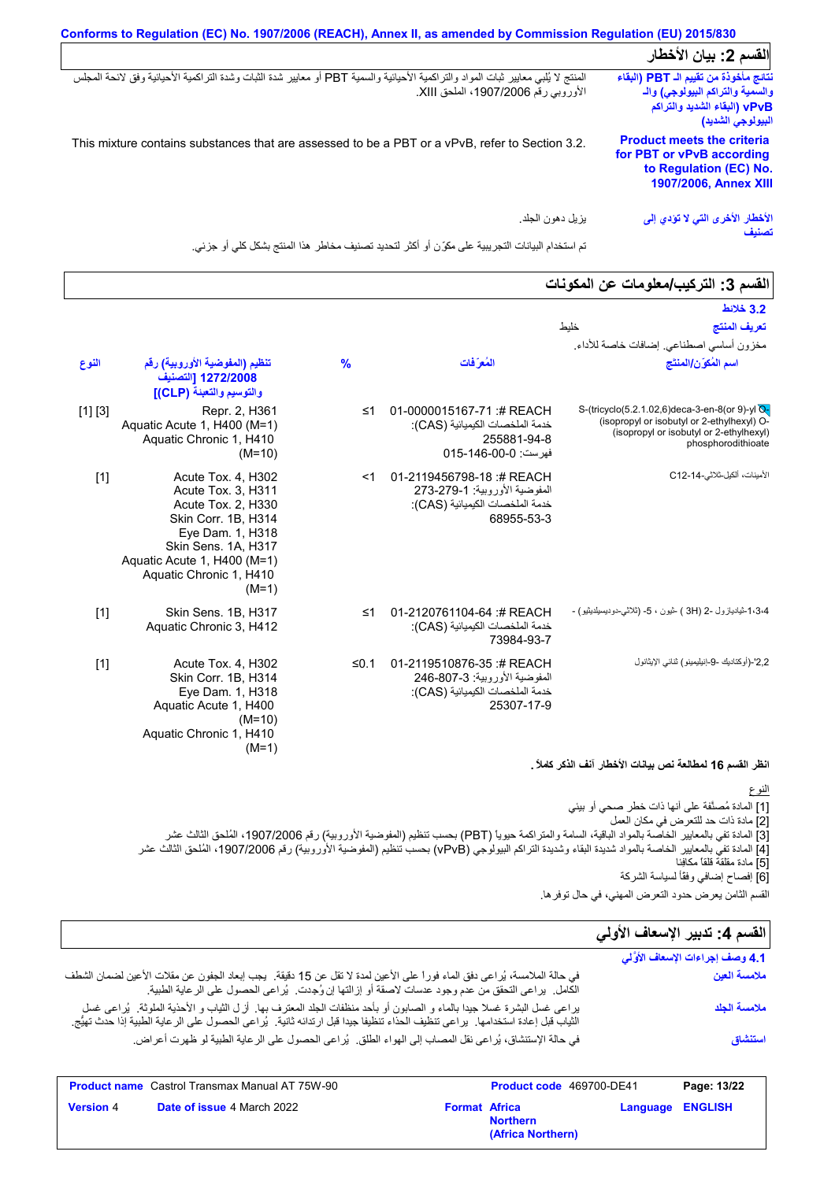Conforms to Regulation (EC) No. 1907/2006 (REACH), Annex II, as amended by Commission Regulation (EU) 2015/830

## القسم 2: بيان الأخطار

| | |
|---|---|
| **نتائج مأخوذة من تقييم الـ PBT (البقاء والسمية والتراكم البيولوجي) والـ vPvB (البقاء الشديد والتراكم البيولوجي الشديد)** | المنتج لا يُلبي معايير ثبات المواد والتراكمية الأحيائية والسمية PBT أو معايير شدة الثبات وشدة التراكمية الأحيائية وفق لائحة المجلس الأوروبي رقم 1907/2006، الملحق XIII. |
| **Product meets the criteria for PBT or vPvB according to Regulation (EC) No. 1907/2006, Annex XIII** | This mixture contains substances that are assessed to be a PBT or a vPvB, refer to Section 3.2. |
| **الأخطار الأخرى التي لا تؤدي إلى تصنيف** | يزيل دهون الجلد. |
| | تم استخدام البيانات التجريبية على مكوّن أو أكثر لتحديد تصنيف مخاطر هذا المنتج بشكل كلي أو جزئي. |

## القسم 3: التركيب/معلومات عن المكونات

**3.2 خلائط**

**تعريف المنتج** : خليط

مخزون أساسي اصطناعي. إضافات خاصة للأداء.

| اسم المُكوّن/المنتج | المُعرّفات | % | تنظيم (المفوضية الأوروبية) رقم 1272/2008 [التصنيف والتوسيم والتعبئة (CLP)] | النوع |
|---|---|---|---|---|
| S-(tricyclo(5.2.1.02,6)deca-3-en-8(or 9)-yl O-(isopropyl or isobutyl or 2-ethylhexyl) O-(isopropyl or isobutyl or 2-ethylhexyl) phosphorodithioate | REACH #: 01-0000015167-71<br>خدمة الملخصات الكيميائية (CAS): 255881-94-8<br>فهرست: 015-146-00-0 | ≤1 | Repr. 2, H361<br>Aquatic Acute 1, H400 (M=1)<br>Aquatic Chronic 1, H410 (M=10) | [1] [3] |
| الأمينات، الكيل-ثلاثي-C12-14 | REACH #: 01-2119456798-18<br>المفوضية الأوروبية: 273-279-1<br>خدمة الملخصات الكيميائية (CAS): 68955-53-3 | <1 | Acute Tox. 4, H302<br>Acute Tox. 3, H311<br>Acute Tox. 2, H330<br>Skin Corr. 1B, H314<br>Eye Dam. 1, H318<br>Skin Sens. 1A, H317<br>Aquatic Acute 1, H400 (M=1)<br>Aquatic Chronic 1, H410 (M=1) | [1] |
| 1،3،4-ثياديازول -2 (3H) -ثيون ، 5- (ثلاثي-دوديسيلديثيو) - | REACH #: 01-2120761104-64<br>خدمة الملخصات الكيميائية (CAS): 73984-93-7 | ≤1 | Skin Sens. 1B, H317<br>Aquatic Chronic 3, H412 | [1] |
| 2,2'-(أوكتاديك -9-اينيليمينو) ثنائي الإيثانول | REACH #: 01-2119510876-35<br>المفوضية الأوروبية: 246-807-3<br>خدمة الملخصات الكيميائية (CAS): 25307-17-9 | ≤0.1 | Acute Tox. 4, H302<br>Skin Corr. 1B, H314<br>Eye Dam. 1, H318<br>Aquatic Acute 1, H400 (M=10)<br>Aquatic Chronic 1, H410 (M=1) | [1] |

**انظر القسم 16 لمطالعة نص بيانات الأخطار آنف الذكر كاملاً.**

النوع

[1] المادة مُصنّفة على أنها ذات خطر صحي أو بيئي

[2] مادة ذات حد للتعرض في مكان العمل

[3] المادة تفي بالمعايير الخاصة بالمواد الباقية، السامة والمتراكمة حيويا (PBT) بحسب تنظيم (المفوضية الأوروبية) رقم 1907/2006، المُلحق الثالث عشر

[4] المادة تفي بالمعايير الخاصة بالمواد شديدة البقاء وشديدة التراكم البيولوجي (vPvB) بحسب تنظيم (المفوضية الأوروبية) رقم 1907/2006، المُلحق الثالث عشر

[5] مادة مقلقة قلقاً مكافئا

[6] إفصاح إضافي وفقاً لسياسة الشركة

القسم الثامن يعرض حدود التعرض المهني، في حال توفرها.

## القسم 4: تدبير الإسعاف الأوّلي

**4.1 وصف إجراءات الإسعاف الأوّلي**

| | |
|---|---|
| **ملامسة العين** | في حالة الملامسة، يُراعى دفق الماء فورا على الأعين لمدة لا تقل عن 15 دقيقة. يجب إبعاد الجفون عن مقلات الأعين لضمان الشطف الكامل. يراعى التحقق من عدم وجود عدسات لاصقة أو إزالتها إن وُجدت. يُراعى الحصول على الرعاية الطبية. |
| **ملامسة الجلد** | يراعى غسل البشرة غسلا جيدا بالماء و الصابون أو بأحد منظفات الجلد المعترف بها. أزل الثياب و الأحذية الملوثة. يُراعى غسل الثياب قبل إعادة استخدامها. يراعى تنظيف الحذاء تنظيفا جيدا قبل ارتدائه ثانية. يُراعى الحصول على الرعاية الطبية إذا حدث تهيُّج. |
| **استنشاق** | في حالة الإستنشاق، يُراعى نقل المصاب إلى الهواء الطلق. يُراعى الحصول على الرعاية الطبية لو ظهرت أعراض. |

| | | | |
|---|---|---|---|
| **Product name** Castrol Transmax Manual AT 75W-90 | **Product code** 469700-DE41 | | **Page:** 13/22 |
| **Version** 4 | **Date of issue** 4 March 2022 | **Format** Africa Northern (Africa Northern) | **Language** ENGLISH |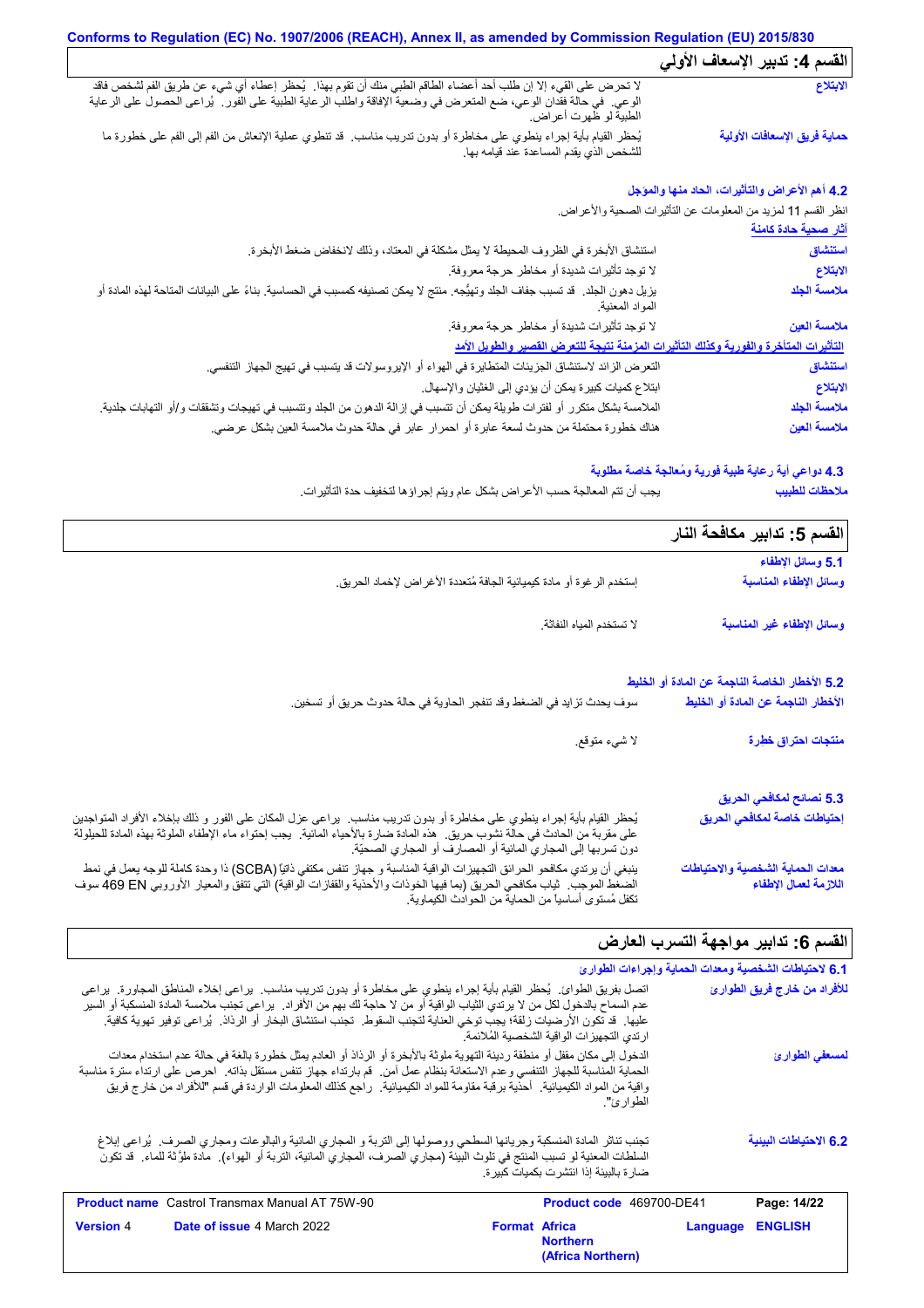## القسم 4: تدبير الإسعاف الأولي

| | |
|---|---|
| **الابتلاع** | لا تحرض على القيء إلا إن طلب أحد أعضاء الطاقم الطبي منك أن تقوم بهذا. يُحظر إعطاء أي شيء عن طريق الفم لشخص فاقد الوعي. في حالة فقدان الوعي، ضع المتعرض في وضعية الإفاقة واطلب الرعاية الطبية على الفور. يُراعى الحصول على الرعاية الطبية لو ظهرت أعراض. |
| **حماية فريق الإسعافات الأولية** | يُحظر القيام بأية إجراء ينطوي على مخاطرة أو بدون تدريب مناسب. قد تنطوي عملية الإنعاش من الفم إلى الفم على خطورة ما للشخص الذي يقدم المساعدة عند قيامه بها. |

### 4.2 أهم الأعراض والتأثيرات، الحاد منها والمؤجل

انظر القسم 11 لمزيد من المعلومات عن التأثيرات الصحية والأعراض.

**آثار صحية حادة كامنة**

| | |
|---|---|
| **استنشاق** | استنشاق الأبخرة في الظروف المحيطة لا يمثل مشكلة في المعتاد، وذلك لانخفاض ضغط الأبخرة. |
| **الابتلاع** | لا توجد تأثيرات شديدة أو مخاطر حرجة معروفة. |
| **ملامسة الجلد** | يزيل دهون الجلد. قد تسبب جفاف الجلد وتهيُّجه. منتج لا يمكن تصنيفه كمسبب في الحساسية. بناءً على البيانات المتاحة لهذه المادة أو المواد المعنية. |
| **ملامسة العين** | لا توجد تأثيرات شديدة أو مخاطر حرجة معروفة. |

**التأثيرات المتأخرة والفورية وكذلك التأثيرات المزمنة نتيجة للتعرض القصير والطويل الأمد**

| | |
|---|---|
| **استنشاق** | التعرض الزائد لاستنشاق الجزيئات المتطايرة في الهواء أو الإيروسولات قد يتسبب في تهيج الجهاز التنفسي. |
| **الابتلاع** | ابتلاع كميات كبيرة يمكن أن يؤدي إلى الغثيان والإسهال. |
| **ملامسة الجلد** | الملامسة بشكل متكرر أو لفترات طويلة يمكن أن تتسبب في إزالة الدهون من الجلد وتتسبب في تهيجات وتشققات و/أو التهابات جلدية. |
| **ملامسة العين** | هناك خطورة محتملة من حدوث لسعة عابرة أو احمرار عابر في حالة حدوث ملامسة العين بشكل عرضي. |

### 4.3 دواعي أية رعاية طبية فورية ومُعالجة خاصة مطلوبة

| | |
|---|---|
| **ملاحظات للطبيب** | يجب أن تتم المعالجة حسب الأعراض بشكل عام ويتم إجراؤها لتخفيف حدة التأثيرات. |

## القسم 5: تدابير مكافحة النار

### 5.1 وسائل الإطفاء

| | |
|---|---|
| **وسائل الإطفاء المناسبة** | إستخدم الرغوة أو مادة كيميائية الجافة مُتعددة الأغراض لإخماد الحريق. |
| **وسائل الإطفاء غير المناسبة** | لا تستخدم المياه النفاثة. |

### 5.2 الأخطار الخاصة الناجمة عن المادة أو الخليط

| | |
|---|---|
| **الأخطار الناجمة عن المادة أو الخليط** | سوف يحدث تزايد في الضغط وقد تنفجر الحاوية في حالة حدوث حريق أو تسخين. |
| **منتجات احتراق خطِرة** | لا شيء متوقع. |

### 5.3 نصائح لمكافحي الحريق

| | |
|---|---|
| **إحتياطات خاصة لمكافحي الحريق** | يُحظر القيام بأية إجراء ينطوي على مخاطرة أو بدون تدريب مناسب. يراعى عزل المكان على الفور و ذلك بإخلاء الأفراد المتواجدين على مقربة من الحادث في حالة نشوب حريق. هذه المادة ضارة بالأحياء المائية. يجب إحتواء ماء الإطفاء الملوثة بهذه المادة للحيلولة دون تسربها إلى المجاري المائية أو المصارف أو المجاري الصحيّة. |
| **معدات الحماية الشخصية والاحتياطات اللازمة لعمال الإطفاء** | ينبغي أن يرتدي مكافحو الحرائق التجهيزات الواقية المناسبة و جهاز تنفس مكتفي ذاتيًا (SCBA) ذا وحدة كاملة للوجه يعمل في نمط الضغط الموجب. ثياب مكافحي الحريق (بما فيها الخوذات والأحذية والقفازات الواقية) التي تتفق والمعيار الأوروبي EN 469 سوف تكفل مُستوى أساسياً من الحماية من الحوادث الكيماوية. |

## القسم 6: تدابير مواجهة التسرب العارض

### 6.1 لاحتياطات الشخصية ومعدات الحماية وإجراءات الطوارئ

| | |
|---|---|
| **للأفراد من خارج فريق الطوارئ** | اتصل بفريق الطوارئ. يُحظر القيام بأية إجراء ينطوي على مخاطرة أو بدون تدريب مناسب. يراعى إخلاء المناطق المجاورة. يراعى عدم السماح بالدخول لكل من لا يرتدي الثياب الواقية أو من لا حاجة لك بهم من الأفراد. يراعى تجنب ملامسة المادة المنسكبة أو السير عليها. قد تكون الأرضيات زلقة؛ يجب توخي العناية لتجنب السقوط. تجنب استنشاق البخار أو الرذاذ. يُراعى توفير تهوية كافية. ارتدي التجهيزات الواقية الشخصية المُلائمة. |
| **لمسعفي الطوارئ** | الدخول إلى مكان مقفل أو منطقة رديئة التهوية ملوثة بالأبخرة أو الرذاذ أو العادم يمثل خطورة بالغة في حالة عدم استخدام معدات الحماية المناسبة للجهاز التنفسي وعدم الاستعانة بنظام عمل آمن. قم بارتداء جهاز تنفس مستقل بذاته. احرص على ارتداء سترة مناسبة واقية من المواد الكيميائية. أحذية برقبة مقاومة للمواد الكيميائية. راجع كذلك المعلومات الواردة في قسم "للأفراد من خارج فريق الطوارئ". |

| | |
|---|---|
| **6.2 الاحتياطات البيئية** | تجنب تناثر المادة المنسكبة وجريانها السطحي ووصولها إلى التربة و المجاري المائية والبالوعات ومجاري الصرف. يُراعى إبلاغ السلطات المعنية لو تسبب المنتج في تلوث البيئة (مجاري الصرف، المجاري المائية، التربة أو الهواء). مادة ملوِّثة للماء. قد تكون ضارة بالبيئة إذا انتشرت بكميات كبيرة. |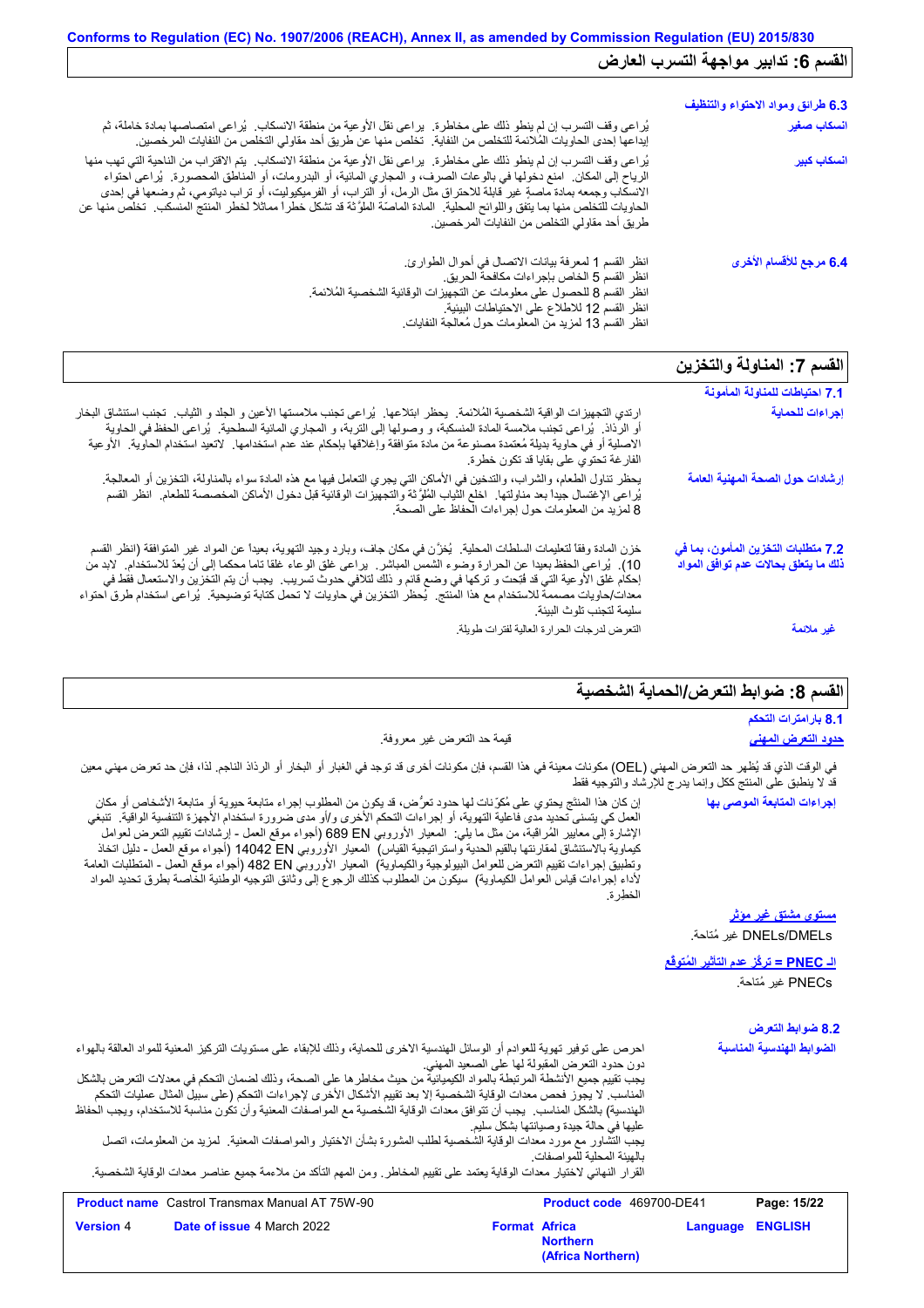## القسم 6: تدابير مواجهة التسرب العارض

**6.3 طرائق ومواد الاحتواء والتنظيف**

**انسكاب صغير**: يُراعى وقف التسرب إن لم ينطو ذلك على مخاطرة. يراعى نقل الأوعية من منطقة الانسكاب. يُراعى امتصاصها بمادة خاملة، ثم إيداعها إحدى الحاويات المُلائمة للتخلص من النفاية. تخلص منها عن طريق أحد مقاولي التخلص من النفايات المرخصين.

**انسكاب كبير**: يُراعى وقف التسرب إن لم ينطو ذلك على مخاطرة. يراعى نقل الأوعية من منطقة الانسكاب. يتم الاقتراب من الناحية التي تهب منها الرياح إلى المكان. امنع دخولها في بالوعات الصرف، و المجاري المائية، أو البدرومات، أو المناطق المحصورة. يُراعى احتواء الانسكاب وجمعه بمادة ماصة غير قابلة للاحتراق مثل الرمل، أو التراب، أو الفرميكيوليت، أو تراب دياتومي، ثم وضعها في إحدى الحاويات للتخلص منها بما يتفق واللوائح المحلية. المادة الماصّة الملوَّثة قد تشكل خطراً مماثلاً لخطر المنتج المنسكب. تخلص منها عن طريق أحد مقاولي التخلص من النفايات المرخصين.

**6.4 مرجع للأقسام الأخرى**: انظر القسم 1 لمعرفة بيانات الاتصال في أحوال الطوارئ.
انظر القسم 5 الخاص بإجراءات مكافحة الحريق.
انظر القسم 8 للحصول على معلومات عن التجهيزات الوقائية الشخصية المُلائمة.
انظر القسم 12 للاطلاع على الاحتياطات البيئية.
انظر القسم 13 لمزيد من المعلومات حول مُعالجة النفايات.

## القسم 7: المناولة والتخزين

**7.1 احتياطات للمناولة المأمونة**

**إجراءات للحماية**: ارتدي التجهيزات الوقائية الشخصية المُلائمة. يحظر ابتلاعها. يُراعى تجنب ملامستها الأعين و الجلد و الثياب. تجنب استنشاق البخار أو الرذاذ. يُراعى تجنب ملامسة المادة المنسكبة، و وصولها إلى التربة، و المجاري المائية السطحية. يُراعى الحفظ في الحاوية الاصلية أو في حاوية بديلة مُعتمدة مصنوعة من مادة متوافقة وإغلاقها بإحكام عند عدم استخدامها. لاتعيد استخدام الحاوية. الأوعية الفارغة تحتوي على بقايا قد تكون خطرة.

**إرشادات حول الصحة المهنية العامة**: يحظر تناول الطعام، والشراب، والتدخين في الأماكن التي يجري التعامل فيها مع هذه المادة سواء بالمناولة، التخزين أو المعالجة. يُراعى الإغتسال جيداً بعد مناولتها. اخلع الثياب المُلوَّثة والتجهيزات الوقائية قبل دخول الأماكن المخصصة للطعام. انظر القسم 8 لمزيد من المعلومات حول إجراءات الحفاظ على الصحة.

**7.2 متطلبات التخزين المأمون، بما في ذلك ما يتعلق بحالات عدم توافق المواد**: خزن المادة وفقاً لتعليمات السلطات المحلية. يُخزَّن في مكان جاف، وبارد وجيد التهوية، بعيداً عن المواد غير المتوافقة (انظر القسم 10). يُراعى الحفظ بعيدا عن الحرارة وضوء الشمس المباشر. يراعى غلق الوعاء غلقا تاما محكما إلى أن يُعدّ للاستخدام. لابد من إحكام غلق الأوعية التي قد فتِحت و تركها في وضع قائم و ذلك لتلافي حدوث تسريب. يجب أن يتم التخزين والاستعمال فقط في معدات/حاويات مصممة للاستخدام مع هذا المنتج. يُحظر التخزين في حاويات لا تحمل كتابة توضيحية. يُراعى استخدام طرق احتواء سليمة لتجنب تلوث البيئة.

**غير ملائمة**: التعرض لدرجات الحرارة العالية لفترات طويلة.

## القسم 8: ضوابط التعرض/الحماية الشخصية

**8.1 بارامترات التحكم**

**حدود التعرض المهني**: قيمة حد التعرض غير معروفة.

في الوقت الذي قد يُظهر حد التعرض المهني (OEL) مكونات معينة في هذا القسم، فإن مكونات أخرى قد توجد في الغبار أو البخار أو الرذاذ الناجم. لذا، فإن حد تعرض مهني معين قد لا ينطبق على المنتج ككل وإنما يدرج للإرشاد والتوجيه فقط

**إجراءات المتابعة الموصى بها**: إن كان هذا المنتج يحتوي على مُكوِّنات لها حدود تعرُّض، قد يكون من المطلوب إجراء متابعة حيوية أو متابعة الأشخاص أو مكان العمل كي يتسنى تحديد مدى فاعلية التهوية، أو إجراءات التحكم الأخرى و/أو مدى ضرورة استخدام الأجهزة التنفسية الواقية. تنبغي الإشارة إلى معايير المُراقبة، من مثل ما يلي: المعيار الأوروبي EN 689 (أجواء موقع العمل - إرشادات تقييم التعرض لعوامل كيماوية بالاستنشاق لمقارنتها بالقيم الحدية واستراتيجية القياس) المعيار الأوروبي EN 14042 (أجواء موقع العمل - دليل اتخاذ وتطبيق إجراءات تقييم التعرض للعوامل البيولوجية والكيماوية) المعيار الأوروبي EN 482 (أجواء موقع العمل - المتطلبات العامة لأداء إجراءات قياس العوامل الكيماوية) سيكون من المطلوب كذلك الرجوع إلى وثائق التوجيه الوطنية الخاصة بطرق تحديد المواد الخطرة.

**مستوى مشتق غير مؤثر**

DNELs/DMELs غير مُتاحة.

**الـ PNEC = تركّز عدم التأثير المُتوقع**

PNECs غير مُتاحة.

**8.2 ضوابط التعرض**

**الضوابط الهندسية المناسبة**: احرص على توفير تهوية للعوادم أو الوسائل الهندسية الاخرى للحماية، وذلك للإبقاء على مستويات التركيز المعنية للمواد العالقة بالهواء دون حدود التعرض المقبولة لها على الصعيد المهني.
يجب تقييم جميع الأنشطة المرتبطة بالمواد الكيميائية من حيث مخاطرها على الصحة، وذلك لضمان التحكم في معدلات التعرض بالشكل المناسب. لا يجوز فحص معدات الوقاية الشخصية إلا بعد تقييم الأشكال الأخرى لإجراءات التحكم (على سبيل المثال عمليات التحكم الهندسية) بالشكل المناسب. يجب أن تتوافق معدات الوقاية الشخصية مع المواصفات المعنية وأن تكون مناسبة للاستخدام، ويجب الحفاظ عليها في حالة جيدة وصيانتها بشكل سليم.
يجب التشاور مع مورد معدات الوقاية الشخصية لطلب المشورة بشأن الاختيار والمواصفات المعنية. لمزيد من المعلومات، اتصل بالهيئة المحلية للمواصفات.
القرار النهائي لاختيار معدات الوقاية يعتمد على تقييم المخاطر. ومن المهم التأكد من ملاءمة جميع عناصر معدات الوقاية الشخصية.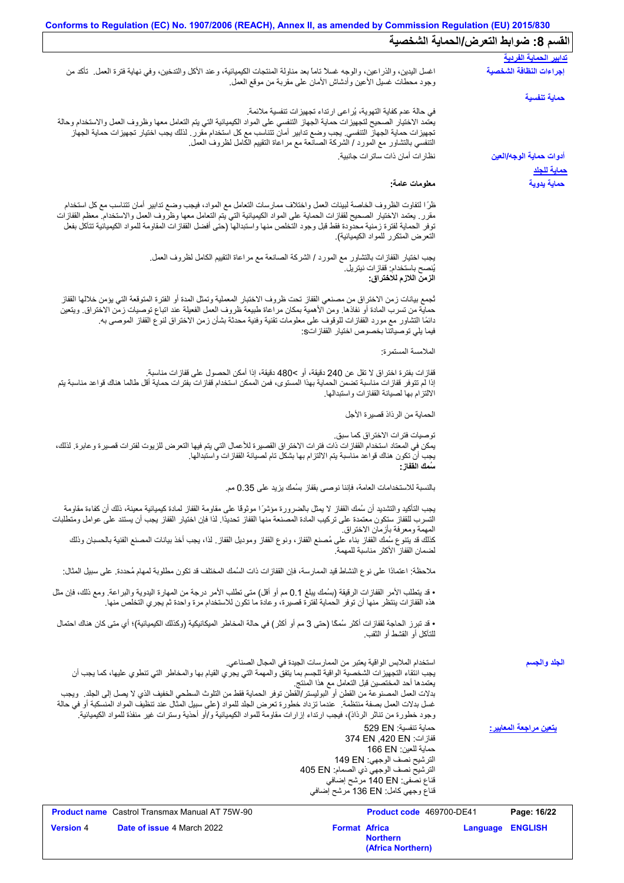## القسم 8: ضوابط التعرض/الحماية الشخصية

**تدابير الحماية الفردية**

**إجراءات النظافة الشخصية**

اغسل اليدين، والذراعين، والوجه غسلاً تاماً بعد مناولة المنتجات الكيميائية، وعند الأكل والتدخين، وفي نهاية فترة العمل. تأكد من وجود محطات غسيل الأعين وأدشاش الأمان على مقربة من موقع العمل.

**حماية تنفسية**

في حالة عدم كفاية التهوية، يُراعى ارتداء تجهيزات تنفسية ملائمة.
يعتمد الاختيار الصحيح لتجهيزات حماية الجهاز التنفسي على المواد الكيميائية التي يتم التعامل معها وظروف العمل والاستخدام وحالة تجهيزات حماية الجهاز التنفسي. يجب وضع تدابير أمان تتناسب مع كل استخدام مقرر. لذلك يجب اختيار تجهيزات حماية الجهاز التنفسي بالتشاور مع المورد / الشركة الصانعة مع مراعاة التقييم الكامل لظروف العمل.

**أدوات حماية الوجه/العين**

نظارات أمان ذات ساترات جانبية.

**حماية للجلد**

**حماية يدوية**

**معلومات عامة:**

ظرًا لتفاوت الظروف الخاصة لبيئات العمل واختلاف ممارسات التعامل مع المواد، فيجب وضع تدابير أمان تتناسب مع كل استخدام مقرر. يعتمد الاختيار الصحيح لقفازات الحماية على المواد الكيميائية التي يتم التعامل معها وظروف العمل والاستخدام. معظم القفازات توفر الحماية لفترة زمنية محدودة فقط قبل وجود التخلص منها واستبدالها (حتى أفضل القفازات المقاومة للمواد الكيميائية تتآكل بفعل التعرض المتكرر للمواد الكيميائية).

يجب اختيار القفازات بالتشاور مع المورد / الشركة الصانعة مع مراعاة التقييم الكامل لظروف العمل.
يُنصح باستخدام: قفازات نيتريل.

**الزمن اللازم للاختراق:**

تُجمع بيانات زمن الاختراق من مصنعي القفاز تحت ظروف الاختبار المعملية وتمثل المدة أو الفترة المتوقعة التي يؤمن خلالها القفاز حماية من تسرب المادة أو نفاذها. ومن الأهمية بمكان مراعاة طبيعة ظروف العمل الفعلية عند اتباع توصيات زمن الاختراق. ويتعين دائمًا التشاور مع مورد القفازات للوقوف على معلومات تقنية وفنية محدثة بشأن زمن الاختراق لنوع القفاز الموصى به.
فيما يلي توصياتنا بخصوص اختيار القفازاتs:

الملامسة المستمرة:

قفازات بفترة اختراق لا تقل عن 240 دقيقة، أو >480 دقيقة، إذا أمكن الحصول على قفازات مناسبة.
إذا لم تتوفر قفازات مناسبة تضمن الحماية بهذا المستوى، فمن الممكن استخدام قفازات بفترات حماية أقل طالما هناك قواعد مناسبة يتم الالتزام بها لصيانة القفازات واستبدالها.

الحماية من الرذاذ قصيرة الأجل

توصيات فترات الاختراق كما سبق.
يمكن في المعتاد استخدام القفازات ذات فترات الاختراق القصيرة للأعمال التي يتم فيها التعرض للزيوت لفترات قصيرة وعابرة. لذلك، يجب أن تكون هناك قواعد مناسبة يتم الالتزام بها بشكل تام لصيانة القفازات واستبدالها.

**سُمك القفاز:**

بالنسبة للاستخدامات العامة، فإننا نوصي بقفاز بسُمك يزيد على 0.35 مم.

يجب التأكيد والتشديد أن سُمك القفاز لا يمثل بالضرورة مؤشرًا موثوقًا على مقاومة القفاز لمادة كيميائية معينة، ذلك أن كفاءة مقاومة التسرب للقفاز ستكون معتمدة على تركيب المادة المصنعة منها القفاز تحديدًا. لذا فإن اختيار القفاز يجب أن يستند على عوامل ومتطلبات المهمة ومعرفة بأزمان الاختراق.
كذلك قد يتنوع سُمك القفاز بناء على مُصنع القفاز، ونوع القفاز وموديل القفاز. لذا، يجب أخذ بيانات المصنع الفنية بالحسبان وذلك لضمان القفاز الأكثر مناسبة للمهمة.

ملاحظة: اعتمادًا على نوع النشاط قيد الممارسة، فإن القفازات ذات السُمك المختلف قد تكون مطلوبة لمهام مُحددة. على سبيل المثال:

• قد يتطلب الأمر القفازات الرقيقة (بسُمك يبلغ 0.1 مم أو أقل) متى تطلب الأمر درجة من المهارة اليدوية والبراعة. ومع ذلك، فإن مثل هذه القفازات ينتظر منها أن توفر الحماية لفترة قصيرة، وعادة ما تكون للاستخدام مرة واحدة ثم يجري التخلص منها.

• قد تبرز الحاجة لقفازات أكثر سُمكًا (حتى 3 مم أو أكثر) في حالة المخاطر الميكانيكية (وكذلك الكيميائية)؛ أي متى كان هناك احتمال للتآكل أو القشط أو الثقب.

**الجلد والجسم**

استخدام الملابس الواقية يعتبر من الممارسات الجيدة في المجال الصناعي.
يجب انتقاء التجهيزات الشخصية الواقية للجسم بما يتفق والمهمة التي يجري القيام بها والمخاطر التي تنطوي عليها، كما يجب أن يعتمدها أحد المختصين قبل التعامل مع هذا المنتج.
بدلات العمل المصنوعة من القطن أو البوليستر/القطن توفر الحماية فقط من التلوث السطحي الخفيف الذي لا يصل إلى الجلد. ويجب غسل بدلات العمل بصفة منتظمة. عندما تزداد خطورة تعرض الجلد للمواد (على سبيل المثال عند تنظيف المواد المنسكبة أو في حالة وجود خطورة من تناثر الرذاذ)، فيجب ارتداء إزارات مقاومة للمواد الكيميائية و/أو أحذية وسترات غير منفذة للمواد الكيميائية.

**يتعين مراجعة المعايير:**

حماية تنفسية: EN 529
قفازات: EN 420 ,EN 374
حماية للعين: EN 166
الترشيح نصف الوجهي: EN 149
الترشيح نصف الوجهي ذي الصمام: EN 405
قناع نصفي: EN 140 مرشح إضافي
قناع وجهي كامل: EN 136 مرشح إضافي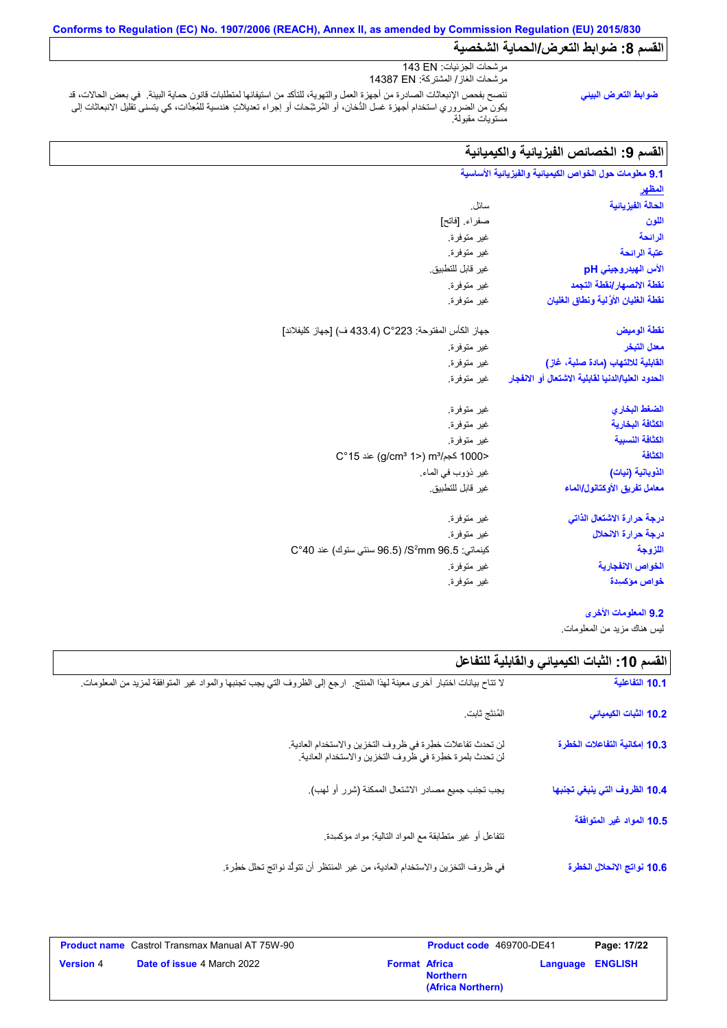**Conforms to Regulation (EC) No. 1907/2006 (REACH), Annex II, as amended by Commission Regulation (EU) 2015/830**

## القسم 8: ضوابط التعرض/الحماية الشخصية

مرشحات الجزيئات: EN 143
مرشحات الغاز/ المشتركة: EN 14387

| | |
|---|---|
| **ضوابط التعرض البيئي** | ننصح بفحص الإنبعاثات الصادرة من أجهزة العمل والتهوية، للتأكد من استيفائها لمتطلبات قانون حماية البيئة. في بعض الحالات، قد يكون من الضروري استخدام أجهزة غسل الدُخان، أو المُرشِحات أو إجراء تعديلاتٍ هندسية للمُعدّات، كي يتسنى تقليل الانبعاثات إلى مستويات مقبولة. |

## القسم 9: الخصائص الفيزيائية والكيميائية

### 9.1 معلومات حول الخواص الكيميائية والفيزيائية الأساسية

**المظهر**

| | |
|---|---|
| **الحالة الفيزيائية** | سائل. |
| **اللون** | صفراء. [فاتح] |
| **الرائحة** | غير متوفرة. |
| **عتبة الرائحة** | غير متوفرة. |
| **الأس الهيدروجيني pH** | غير قابل للتطبيق. |
| **نقطة الانصهار/نقطة التجمد** | غير متوفرة. |
| **نقطة الغليان الأوّلية ونطاق الغليان** | غير متوفرة. |
| **نقطة الوميض** | جهاز الكأس المفتوحة: 223°C (433.4 ف) [جهاز كليفلاند] |
| **معدل التبخر** | غير متوفرة. |
| **القابلية للالتهاب (مادة صلبة، غاز)** | غير متوفرة. |
| **الحدود العليا/الدنيا لقابلية الاشتعال أو الانفجار** | غير متوفرة. |
| **الضغط البخاري** | غير متوفرة. |
| **الكثافة البخارية** | غير متوفرة. |
| **الكثافة النسبية** | غير متوفرة. |
| **الكثافة** | <1000 كجم/m³ (<1 g/cm³) عند 15°C |
| **الذوبانية (نيات)** | غير ذؤوب في الماء. |
| **معامل تفريق الأوكتانول/الماء** | غير قابل للتطبيق. |
| **درجة حرارة الاشتعال الذاتي** | غير متوفرة. |
| **درجة حرارة الانحلال** | غير متوفرة. |
| **اللزوجة** | كينماتي: 96.5 mm²/S (96.5 سنتي ستوك) عند 40°C |
| **الخواص الانفجارية** | غير متوفرة. |
| **خواص مؤكسِدة** | غير متوفرة. |

### 9.2 المعلومات الأخرى

ليس هناك مزيد من المعلومات.

## القسم 10: الثبات الكيميائي والقابلية للتفاعل

| | |
|---|---|
| **10.1 التفاعلية** | لا تتاح بيانات اختبار أخرى معينة لهذا المنتج. ارجع إلى الظروف التي يجب تجنبها والمواد غير المتوافقة لمزيد من المعلومات. |
| **10.2 الثبات الكيميائي** | المُنتج ثابت. |
| **10.3 إمكانية التفاعلات الخطرة** | لن تحدث تفاعلات خطرة في ظروف التخزين والاستخدام العادية.<br>لن تحدث بلمرة خطرة في ظروف التخزين والاستخدام العادية. |
| **10.4 الظروف التي ينبغي تجنبها** | يجب تجنب جميع مصادر الاشتعال الممكنة (شرر أو لهب). |
| **10.5 المواد غير المتوافقة** | تتفاعل أو غير متطابقة مع المواد التالية: مواد مؤكسِدة. |
| **10.6 نواتج الانحلال الخطرة** | في ظروف التخزين والاستخدام العادية، من غير المنتظر أن تتولّد نواتج تحلل خطرة. |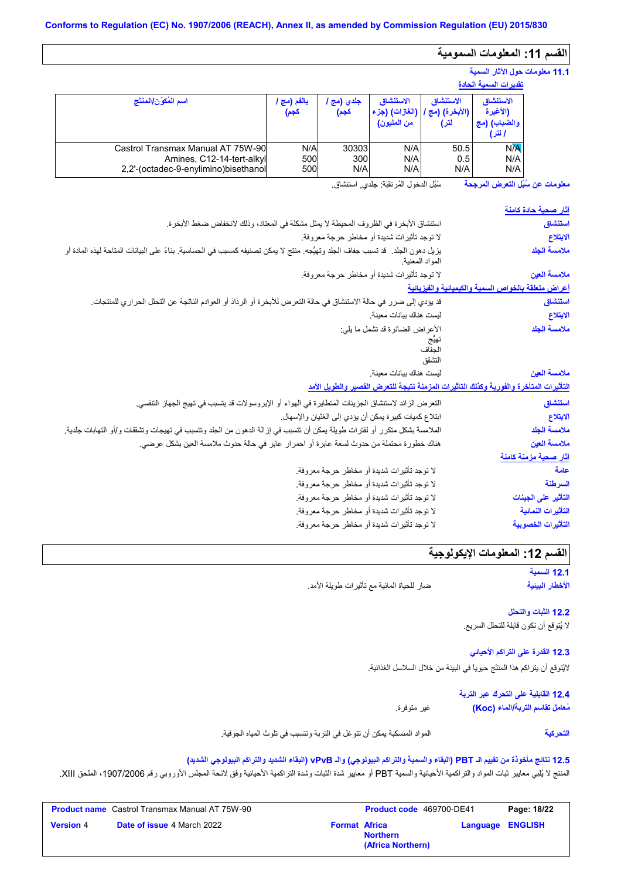Conforms to Regulation (EC) No. 1907/2006 (REACH), Annex II, as amended by Commission Regulation (EU) 2015/830

## القسم 11: المعلومات السمومية

### 11.1 معلومات حول الآثار السمية

**تقديرات السمية الحادة**

| اسم المُكوّن/المنتج | بالفم (مج / كجم) | جلدي (مج / كجم) | الاستنشاق (الغازات) (جزء من المليون) | الاستنشاق (الأبخرة) (مج / لتر) | الاستنشاق (الأغبرة والضباب) (مج / لتر) |
|---|---|---|---|---|---|
| Castrol Transmax Manual AT 75W-90 | N/A | 30303 | N/A | 50.5 | N/A |
| Amines, C12-14-tert-alkyl | 500 | 300 | N/A | 0.5 | N/A |
| 2,2'-(octadec-9-enylimino)bisethanol | 500 | N/A | N/A | N/A | N/A |

**معلومات عن سُبُل التعرض المرجحة** سُبُل الدخول المُرتقَبَة: جلدي, استنشاق.

**آثار صحية حادة كامنة**

**استنشاق** استنشاق الأبخرة في الظروف المحيطة لا يمثل مشكلة في المعتاد، وذلك لانخفاض ضغط الأبخرة.

**الابتلاع** لا توجد تأثيرات شديدة أو مخاطر حرجة معروفة.

**ملامسة الجلد** يزيل دهون الجلد. قد تسبب جفاف الجلد وتهيُّجه. منتج لا يمكن تصنيفه كمسبب في الحساسية. بناءً على البيانات المتاحة لهذه المادة أو المواد المعنية.

**ملامسة العين** لا توجد تأثيرات شديدة أو مخاطر حرجة معروفة.

**أعراض متعلقة بالخواص السمية والكيميائية والفيزيائية**

**استنشاق** قد يؤدي إلى ضرر في حالة الاستنشاق في حالة التعرض للأبخرة أو الرذاذ أو العوادم الناتجة عن التحلل الحراري للمنتجات.

**الابتلاع** ليست هناك بيانات معينة.

**ملامسة الجلد** الأعراض الضائرة قد تشمل ما يلي:
تهيُّج
الجفاف
التشقق

**ملامسة العين** ليست هناك بيانات معينة.

**التأثيرات المتأخرة والفورية وكذلك التأثيرات المزمنة نتيجة للتعرض القصير والطويل الأمد**

**استنشاق** التعرض الزائد لاستنشاق الجزيئات المتطايرة في الهواء أو الإيروسولات قد يتسبب في تهيج الجهاز التنفسي.

**الابتلاع** ابتلاع كميات كبيرة يمكن أن يؤدي إلى الغثيان والإسهال.

**ملامسة الجلد** الملامسة بشكل متكرر أو لفترات طويلة يمكن أن تتسبب في إزالة الدهون من الجلد وتتسبب في تهيجات وتشققات و/أو التهابات جلدية.

**ملامسة العين** هناك خطورة محتملة من حدوث لسعة عابرة أو احمرار عابر في حالة حدوث ملامسة العين بشكل عرضي.

**آثار صحية مزمنة كامنة**

**عامة** لا توجد تأثيرات شديدة أو مخاطر حرجة معروفة.

**السرطنة** لا توجد تأثيرات شديدة أو مخاطر حرجة معروفة.

**التأثير على الجينات** لا توجد تأثيرات شديدة أو مخاطر حرجة معروفة.

**التأثيرات النمائية** لا توجد تأثيرات شديدة أو مخاطر حرجة معروفة.

**التأثيرات الخصوبية** لا توجد تأثيرات شديدة أو مخاطر حرجة معروفة.

## القسم 12: المعلومات الإيكولوجية

### 12.1 السمية

**الأخطار البيئية** ضار للحياة المائية مع تأثيرات طويلة الأمد.

### 12.2 الثبات والتحلل

لا يُتوقع أن تكون قابلة للتحلل السريع.

### 12.3 القدرة على التراكم الأحيائي

لايُتوقع أن يتراكم هذا المنتَج حيويا في البيئة من خلال السلاسل الغذائية.

### 12.4 القابلية على التحرك عبر التربة

**مُعامل تقاسم التربة/الماء (Koc)** غير متوفرة.

**التحركية** المواد المنسكبة يمكن أن تتوغل في التربة وتتسبب في تلوث المياه الجوفية.

### 12.5 نتائج مأخوذة من تقييم الـ PBT (البقاء والسمية والتراكم البيولوجي) والـ vPvB (البقاء الشديد والتراكم البيولوجي الشديد)

المنتج لا يُلبي معايير ثبات المواد والتراكمية الأحيائية والسمية PBT أو معايير شدة الثبات وشدة التراكمية الأحيائية وفق لائحة المجلس الأوروبي رقم 1907/2006، الملحق XIII.

| **Product name** Castrol Transmax Manual AT 75W-90 | **Product code** 469700-DE41 | **Page: 18/22** |
|---|---|---|
| **Version** 4 **Date of issue** 4 March 2022 | **Format** Africa Northern (Africa Northern) | **Language** ENGLISH |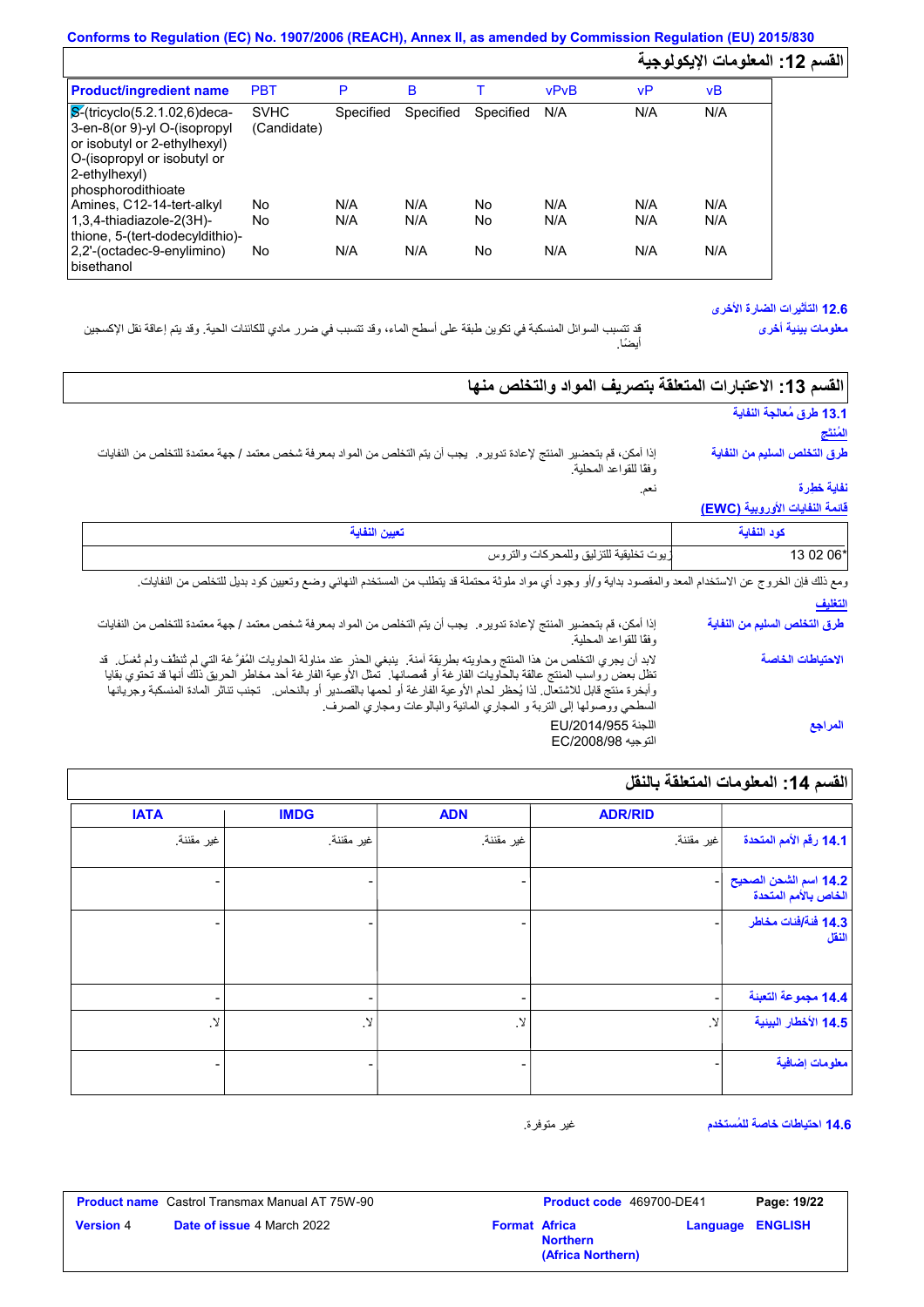Conforms to Regulation (EC) No. 1907/2006 (REACH), Annex II, as amended by Commission Regulation (EU) 2015/830

## القسم 12: المعلومات الإيكولوجية

| Product/ingredient name | PBT | P | B | T | vPvB | vP | vB |
|---|---|---|---|---|---|---|---|
| S-(tricyclo(5.2.1.02,6)deca-3-en-8(or 9)-yl O-(isopropyl or isobutyl or 2-ethylhexyl) O-(isopropyl or isobutyl or 2-ethylhexyl) phosphorodithioate | SVHC (Candidate) | Specified | Specified | Specified | N/A | N/A | N/A |
| Amines, C12-14-tert-alkyl | No | N/A | N/A | No | N/A | N/A | N/A |
| 1,3,4-thiadiazole-2(3H)-thione, 5-(tert-dodecyldithio)- | No | N/A | N/A | No | N/A | N/A | N/A |
| 2,2'-(octadec-9-enylimino) bisethanol | No | N/A | N/A | No | N/A | N/A | N/A |

**12.6 التأثيرات الضارة الأخرى**

**معلومات بيئية أخرى**: قد تتسبب السوائل المنسكبة في تكوين طبقة على أسطح الماء، وقد تتسبب في ضرر مادي للكائنات الحية. وقد يتم إعاقة نقل الإكسجين أيضًا.

## القسم 13: الاعتبارات المتعلقة بتصريف المواد والتخلص منها

**13.1 طرق مُعالجة النفاية**

**المُنتَج**

**طرق التخلص السليم من النفاية**: إذا أمكن، قم بتحضير المنتج لإعادة تدويره. يجب أن يتم التخلص من المواد بمعرفة شخص معتمد / جهة معتمدة للتخلص من النفايات وفقا للقواعد المحلية.

**نفاية خطرة**: نعم.

**قائمة النفايات الأوروبية (EWC)**

| كود النفاية | تعيين النفاية |
|---|---|
| 13 02 06* | زيوت تخليقية للتزليق وللمحركات والتروس |

ومع ذلك فإن الخروج عن الاستخدام المعد والمقصود بداية و/أو وجود أي مواد ملوثة محتملة قد يتطلب من المستخدم النهائي وضع وتعيين كود بديل للتخلص من النفايات.

**التغليف**

**طرق التخلص السليم من النفاية**: إذا أمكن، قم بتحضير المنتج لإعادة تدويره. يجب أن يتم التخلص من المواد بمعرفة شخص معتمد / جهة معتمدة للتخلص من النفايات وفقا للقواعد المحلية.

**الاحتياطات الخاصة**: لابد أن يجري التخلص من هذا المنتج وحاويته بطريقة آمنة. ينبغي الحذر عند مناولة الحاويات المُفرَّغة التي لم تُنظَّف ولم تُغسَل. قد تظل بعض رواسب المنتج عالقة بالحاويات الفارغة أو قمصانها. تمثل الأوعية الفارغة أحد مخاطر الحريق ذلك أنها قد تحتوي بقايا وأبخرة منتج قابل للاشتعال. لذا يُحظر لحام الأوعية الفارغة أو لحمها بالقصدير أو بالنحاس. تجنب تناثر المادة المنسكبة وجريانها السطحي ووصولها إلى التربة و المجاري المائية والبالوعات ومجاري الصرف.

**المراجع**: اللجنة EU/2014/955
التوجيه EC/2008/98

## القسم 14: المعلومات المتعلقة بالنقل

| | ADR/RID | ADN | IMDG | IATA |
|---|---|---|---|---|
| **14.1 رقم الأمم المتحدة** | غير مقننة. | غير مقننة. | غير مقننة. | غير مقننة. |
| **14.2 اسم الشحن الصحيح الخاص بالأمم المتحدة** | - | - | - | - |
| **14.3 فئة/فئات مخاطر النقل** | - | - | - | - |
| **14.4 مجموعة التعبئة** | - | - | - | - |
| **14.5 الأخطار البيئية** | لا. | لا. | لا. | لا. |
| **معلومات إضافية** | - | - | - | - |

**14.6 احتياطات خاصة للمُستخدم**: غير متوفرة.

| Product name | Castrol Transmax Manual AT 75W-90 | Product code | 469700-DE41 | Page: 19/22 |
|---|---|---|---|---|
| Version | 4 | Date of issue 4 March 2022 | Format Africa Northern (Africa Northern) | Language ENGLISH |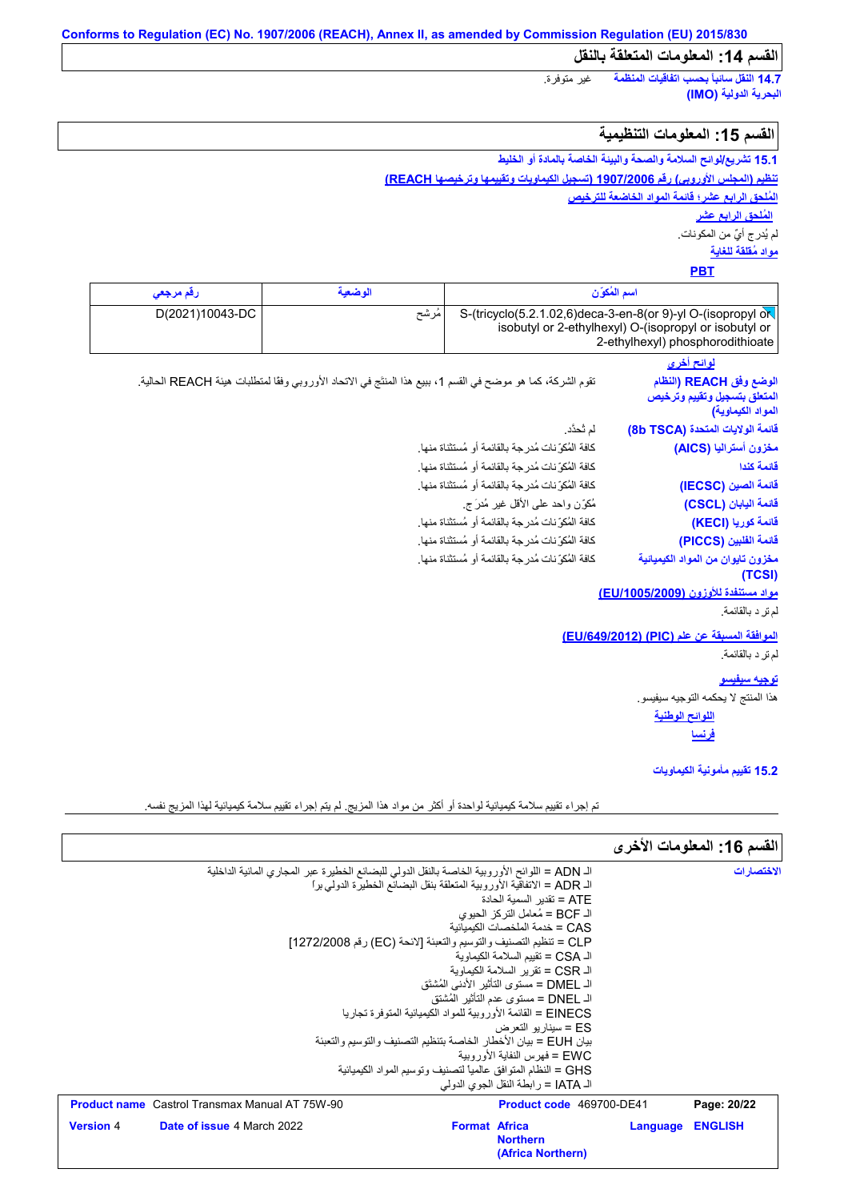## القسم 14: المعلومات المتعلقة بالنقل

**14.7 النقل سائباً بحسب اتفاقيات المنظمة البحرية الدولية (IMO)** غير متوفرة.

## القسم 15: المعلومات التنظيمية

**15.1 تشريع/لوائح السلامة والصحة والبيئة الخاصة بالمادة أو الخليط**

**تنظيم (المجلس الأوروبي) رقم 1907/2006 (تسجيل الكيماويات وتقييمها وترخيصها REACH)**

**المُلحق الرابع عشر؛ قائمة المواد الخاضعة للترخيص**

**المُلحق الرابع عشر**

لم يُدرج أيٌ من المكونات.

**مواد مُقلقة للغاية**

**PBT**

| اسم المُكوّن | الوضعية | رقم مرجعي |
|---|---|---|
| S-(tricyclo(5.2.1.02,6)deca-3-en-8(or 9)-yl O-(isopropyl or isobutyl or 2-ethylhexyl) O-(isopropyl or isobutyl or 2-ethylhexyl) phosphorodithioate | مُرشح | D(2021)10043-DC |

**لوائح أخرى**

**الوضع وفق REACH (النظام المتعلق بتسجيل وتقييم وترخيص المواد الكيماوية)**: تقوم الشركة، كما هو موضح في القسم 1، ببيع هذا المنتَج في الاتحاد الأوروبي وفقا لمتطلبات هيئة REACH الحالية.

**قائمة الولايات المتحدة (TSCA 8b)**: لم تُحدَّد.

**مخزون أستراليا (AICS)**: كافة المُكوّنات مُدرجة بالقائمة أو مُستثناة منها.

**قائمة كندا**: كافة المُكوّنات مُدرجة بالقائمة أو مُستثناة منها.

**قائمة الصين (IECSC)**: كافة المُكوّنات مُدرجة بالقائمة أو مُستثناة منها.

**قائمة اليابان (CSCL)**: مُكوّن واحد على الأقل غير مُدرَج.

**قائمة كوريا (KECI)**: كافة المُكوّنات مُدرجة بالقائمة أو مُستثناة منها.

**قائمة الفلبين (PICCS)**: كافة المُكوّنات مُدرجة بالقائمة أو مُستثناة منها.

**مخزون تايوان من المواد الكيميائية (TCSI)**: كافة المُكوّنات مُدرجة بالقائمة أو مُستثناة منها.

**مواد مستنفدة للأوزون (EU/1005/2009)**

لم ترد بالقائمة.

**الموافقة المسبقة عن علم (PIC) (EU/649/2012)**

لم ترد بالقائمة.

**توجيه سيفيسو**

هذا المنتج لا يحكمه التوجيه سيفيسو.

**اللوائح الوطنية**

**فرنسا**

**15.2 تقييم مأمونية الكيماويات**

تم إجراء تقييم سلامة كيميائية لواحدة أو أكثر من مواد هذا المزيج. لم يتم إجراء تقييم سلامة كيميائية لهذا المزيج نفسه.

## القسم 16: المعلومات الأخرى

**الاختصارات**

الـ ADN = اللوائح الأوروبية الخاصة بالنقل الدولي للبضائع الخطيرة عبر المجاري المائية الداخلية
الـ ADR = الاتفاقية الأوروبية المتعلقة بنقل البضائع الخطيرة الدولي براً
ATE = تقدير السمية الحادة
الـ BCF = مُعامل التركز الحيوي
CAS = خدمة الملخصات الكيميائية
CLP = تنظيم التصنيف والتوسيم والتعبئة [لائحة (EC) رقم 1272/2008]
الـ CSA = تقييم السلامة الكيماوية
الـ CSR = تقرير السلامة الكيماوية
الـ DMEL = مستوى التأثير الأدنى المُشتَق
الـ DNEL = مستوى عدم التأثير المُشتق
EINECS = القائمة الأوروبية للمواد الكيميائية المتوفرة تجاريا
ES = سيناريو التعرض
بيان EUH = بيان الأخطار الخاصة بتنظيم التصنيف والتوسيم والتعبئة
EWC = فهرس النفاية الأوروبية
GHS = النظام المتوافق عالمياً لتصنيف وتوسيم المواد الكيميائية
الـ IATA = رابطة النقل الجوي الدولي

| Product name | Castrol Transmax Manual AT 75W-90 | Product code | 469700-DE41 | Page: 20/22 |
|---|---|---|---|---|
| Version 4 | Date of issue 4 March 2022 | Format Africa Northern (Africa Northern) | Language ENGLISH | |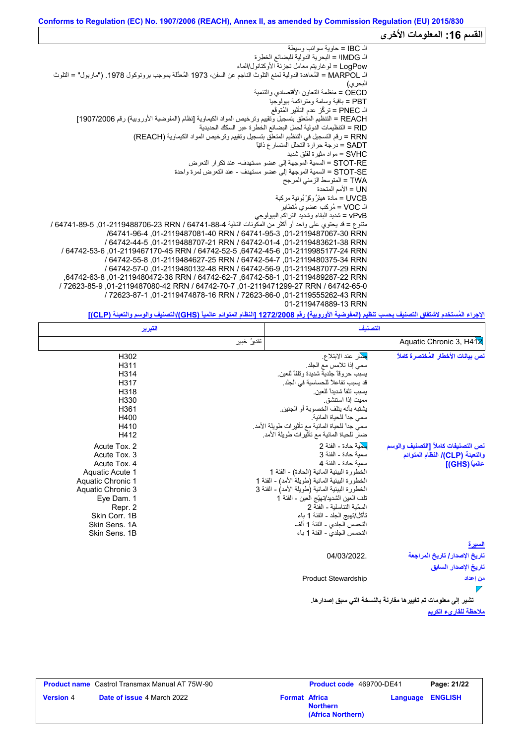Conforms to Regulation (EC) No. 1907/2006 (REACH), Annex II, as amended by Commission Regulation (EU) 2015/830

## القسم 16: المعلومات الأخرى

الـ IBC = حاوية سوائب وسيطة
الـ IMDG = البحرية الدولية للبضائع الخطرة
LogPow = لوغاريتم معامل تجزئة الأوكتانول/الماء
الـ MARPOL = المُعاهدة الدولية لمنع التلوث الناجم عن السفن، 1973 المُعدَّلة بموجب بروتوكول 1978. ("ماربول" = التلوث البحري)
OECD = منظمة التعاون الاقتصادي والتنمية
PBT = باقية وسامة ومتراكمة بيولوجيا
الـ PNEC = تركّز عدم التأثير المُتوقع
REACH = التنظيم المتعلق بتسجيل وتقييم وترخيص المواد الكيماوية [نظام (المفوضية الأوروبية) رقم 1907/2006]
RID = التنظيمات الدولية لحمل البضائع الخطرة عبر السكك الحديدية
RRN = رقم التسجيل في التنظيم المتعلق بتسجيل وتقييم وترخيص المواد الكيماوية (REACH)
SADT = درجة حرارة التحلل المتسارع ذاتيًا
SVHC = مواد مثيرة لقلق شديد
STOT-RE = السمية الموجهة إلى عضو مستهدف- عند تكرار التعرض
STOT-SE = السمية الموجهة إلى عضو مستهدف - عند التعرض لمرة واحدة
TWA = المتوسط الزمني المرجح
UN = الأمم المتحدة
UVCB = مادة هيدْروكَرْبونية مركبة
الـ VOC = مُركب عضوي مُتطاير
vPvB = شديد البقاء وشديد التراكم البيولوجي
متنوع = قد يحتوي على واحد أو أكثر من المكونات التالية 64741-88-4 RRN 01-2119488706-23, 64741-89-5 / RRN 01-2119487067-30, 64741-95-3 / RRN 01-2119487081-40, 64741-96-4/ RRN 01-2119483621-38, 64742-01-4 / RRN 01-2119488707-21, 64742-44-5 / RRN 01-2119985177-24, 64742-45-6, 64742-52-5 / RRN 01-2119467170-45, 64742-53-6 / RRN 01-2119480375-34, 64742-54-7 / RRN 01-2119484627-25, 64742-55-8 / RRN 01-2119487077-29, 64742-56-9 / RRN 01-2119480132-48, 64742-57-0 / RRN 01-2119489287-22, 64742-58-1, 64742-62-7 / RRN 01-2119480472-38, 64742-63-8, RRN 01-2119471299-27, 64742-65-0 / RRN 01-2119487080-42, 64742-70-7 / RRN 01-2119555262-43, 72623-85-9 / RRN 01-2119474878-16, 72623-86-0 / RRN 01-2119474889-13, 72623-87-1 /

الإجراء المُستخدم لاشتقاق التصنيف بحسب تنظيم (المفوضية الأوروبية) رقم 1272/2008 [النظام المتوائم عالمياً (GHS)/التصنيف والوسم والتعبئة (CLP)]

| التصنيف | التبرير |
|---|---|
| Aquatic Chronic 3, H412 | تقديرٌ خبير |

**نص بيانات الأخطار المُختصرة كاملاً**

| | |
|---|---|
| ضار عند الابتلاع. | H302 |
| سمي إذا تلامس مع الجلد. | H311 |
| يسبب حروقاً جلدية شديدة وتلفاً للعين. | H314 |
| قد يسبب تفاعلاً للحساسية في الجلد. | H317 |
| يسبب تلفاً شديداً للعين. | H318 |
| مميت إذا استنشق. | H330 |
| يشتبه بأنه يتلف الخصوبة أو الجنين. | H361 |
| سمي جداً للحياة المائية. | H400 |
| سمي جداً للحياة المائية مع تأثيرات طويلة الأمد. | H410 |
| ضار للحياة المائية مع تأثيرات طويلة الأمد. | H412 |

**نص التصنيفات كاملاً [التصنيف والوسم والتعبئة (CLP)/ النظام المتوائم عالمياً (GHS)]**

| | |
|---|---|
| سمية حادة - الفئة 2 | Acute Tox. 2 |
| سمية حادة - الفئة 3 | Acute Tox. 3 |
| سمية حادة - الفئة 4 | Acute Tox. 4 |
| الخطورة البيئية المائية (الحادة) - الفئة 1 | Aquatic Acute 1 |
| الخطورة البيئية المائية (طويلة الأمد) - الفئة 1 | Aquatic Chronic 1 |
| الخطورة البيئية المائية (طويلة الأمد) - الفئة 3 | Aquatic Chronic 3 |
| تلف العين الشديد/تهيّج العين - الفئة 1 | Eye Dam. 1 |
| السمّية التناسلية - الفئة 2 | Repr. 2 |
| تآكل/تهيج الجلد - الفئة 1 باء | Skin Corr. 1B |
| التحسس الجلدي - الفئة 1 ألف | Skin Sens. 1A |
| التحسس الجلدي - الفئة 1 باء | Skin Sens. 1B |

**السيرة**

تاريخ الإصدار/ تاريخ المراجعة: 04/03/2022.

تاريخ الإصدار السابق

من إعداد: Product Stewardship

تشير إلى معلومات تم تغييرها مقارنة بالنسخة التي سبق إصدارها.

**ملاحظة للقارىء الكريم**

| Product name | Castrol Transmax Manual AT 75W-90 | Product code | 469700-DE41 | Page: 21/22 |
|---|---|---|---|---|
| Version 4 | Date of issue 4 March 2022 | Format Africa Northern (Africa Northern) | Language ENGLISH | |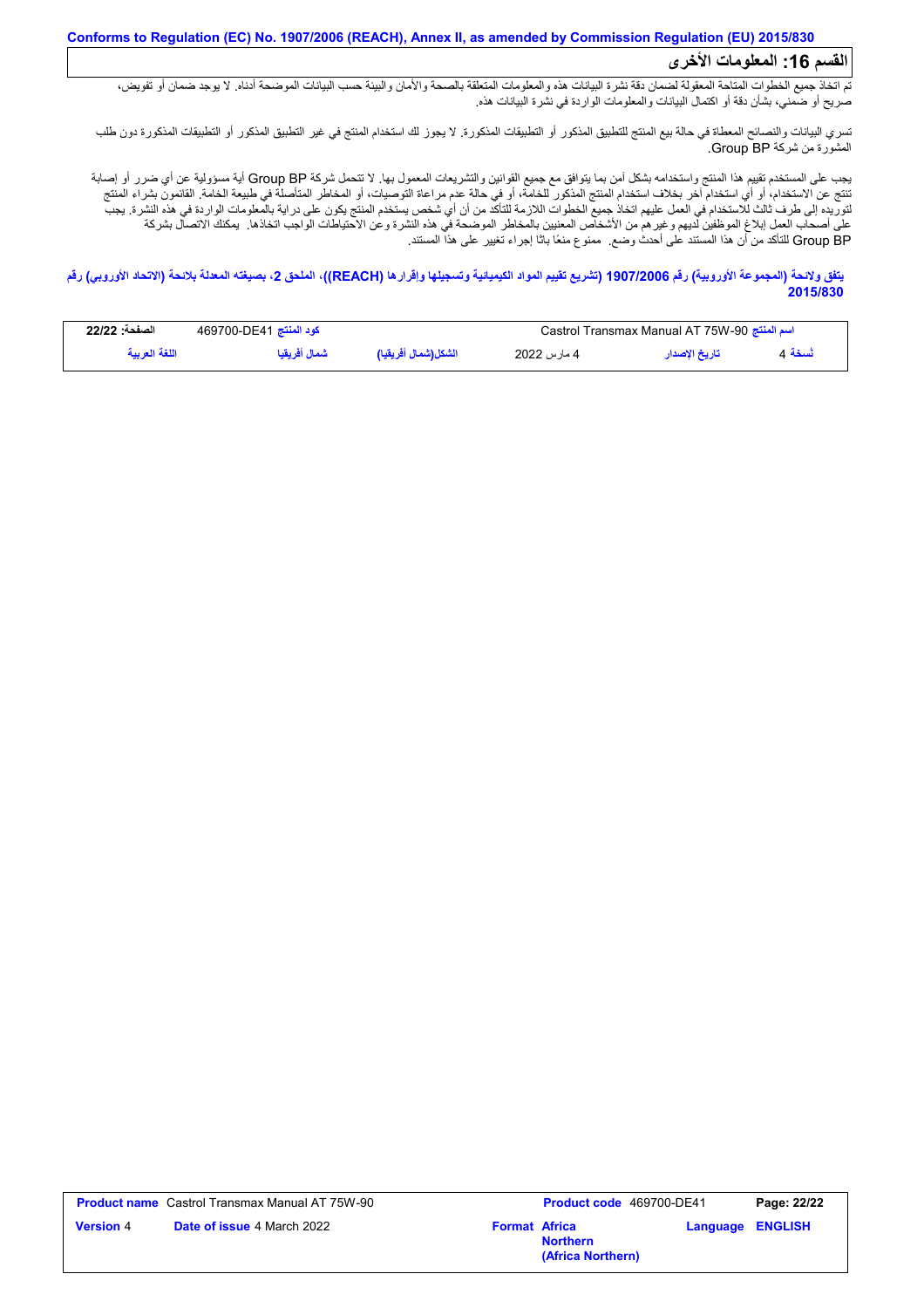## القسم 16: المعلومات الأخرى

تم اتخاذ جميع الخطوات المتاحة المعقولة لضمان دقة نشرة البيانات هذه والمعلومات المتعلقة بالصحة والأمان والبيئة حسب البيانات الموضحة أدناه. لا يوجد ضمان أو تفويض، صريح أو ضمني، بشأن دقة أو اكتمال البيانات والمعلومات الواردة في نشرة البيانات هذه.

تسري البيانات والنصائح المعطاة في حالة بيع المنتج للتطبيق المذكور أو التطبيقات المذكورة. لا يجوز لك استخدام المنتج في غير التطبيق المذكور أو التطبيقات المذكورة دون طلب المشورة من شركة Group BP.

يجب على المستخدم تقييم هذا المنتج واستخدامه بشكل آمن بما يتوافق مع جميع القوانين والتشريعات المعمول بها. لا تتحمل شركة Group BP أية مسؤولية عن أي ضرر أو إصابة تنتج عن الاستخدام، أو أي استخدام آخر بخلاف استخدام المنتج المذكور للخامة، أو في حالة عدم مراعاة التوصيات، أو المخاطر المتأصلة في طبيعة الخامة. القائمون بشراء المنتج لتوريده إلى طرف ثالث للاستخدام في العمل عليهم اتخاذ جميع الخطوات اللازمة للتأكد من أن أي شخص يستخدم المنتج يكون على دراية بالمعلومات الواردة في هذه النشرة. يجب على أصحاب العمل إبلاغ الموظفين لديهم وغيرهم من الأشخاص المعنيين بالمخاطر الموضحة في هذه النشرة وعن الاحتياطات الواجب اتخاذها. يمكنك الاتصال بشركة Group BP للتأكد من أن هذا المستند على أحدث وضع. ممنوع منعًا باتًا إجراء تغيير على هذا المستند.

**يتفق ولائحة (المجموعة الأوروبية) رقم 1907/2006 (تشريع تقييم المواد الكيميائية وتسجيلها وإقرارها (REACH))، الملحق 2، بصيغته المعدلة بلائحة (الاتحاد الأوروبي) رقم 2015/830**

| | | | | |
|---|---|---|---|---|
| اسم المنتج Castrol Transmax Manual AT 75W-90 | | | كود المنتج 469700-DE41 | الصفحة: 22/22 |
| نُسخة 4 | تاريخ الإصدار 4 مارس 2022 | الشكل(شمال أفريقيا) | شمال أفريقيا | اللغة العربية |